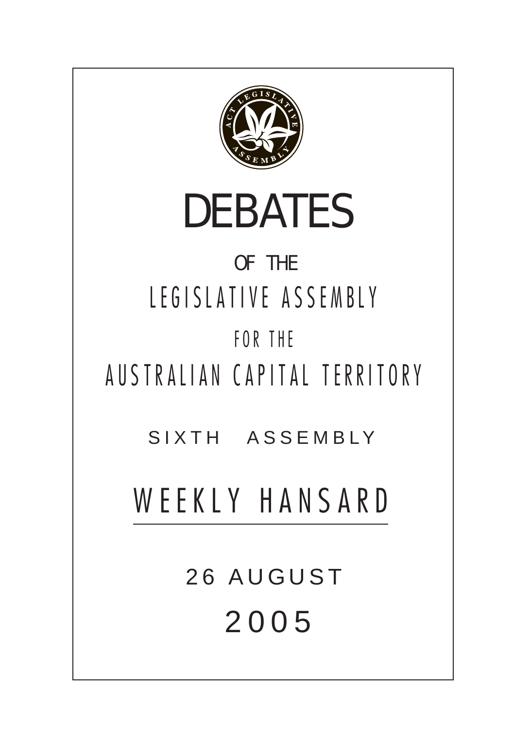# DEBATES

OF THE

LEGISLATIVE ASSEMBLY

FOR THE

AUSTRALIAN CAPITAL TERRITORY

SIXTH ASSEMBLY

## WEEKLY HANSARD

26 AUGUST

2005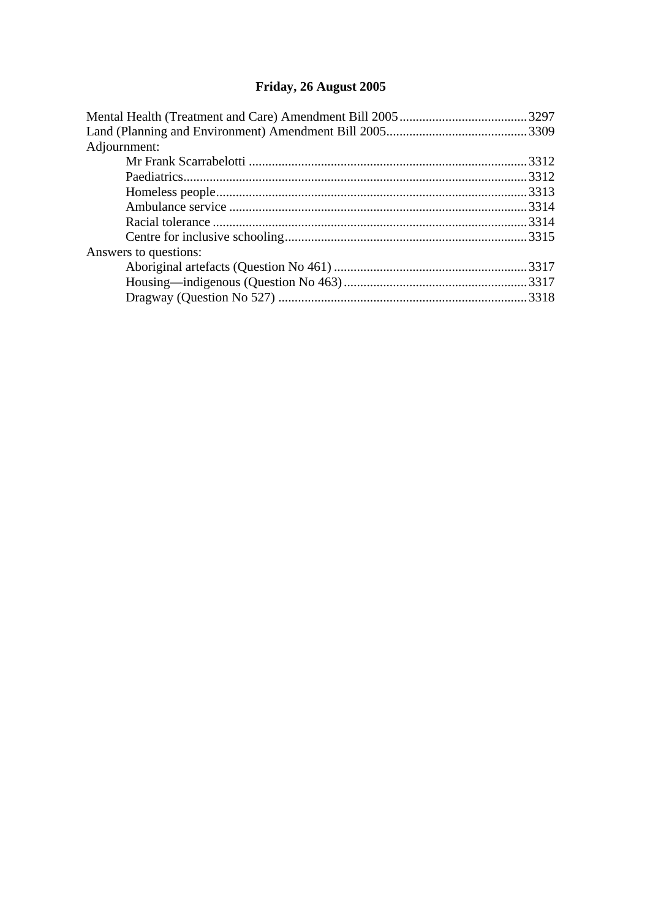**Friday, 26 August 2005**

Mental Health (Treatment and Care) Amendment Bill 2005 ....................................... 3297
Land (Planning and Environment) Amendment Bill 2005 ........................................... 3309
Adjournment:
- Mr Frank Scarrabelotti ..................................................................................... 3312
- Paediatrics ........................................................................................................ 3312
- Homeless people ............................................................................................... 3313
- Ambulance service ........................................................................................... 3314
- Racial tolerance ................................................................................................ 3314
- Centre for inclusive schooling .......................................................................... 3315

Answers to questions:
- Aboriginal artefacts (Question No 461) ............................................................ 3317
- Housing—indigenous (Question No 463) ......................................................... 3317
- Dragway (Question No 527) ............................................................................. 3318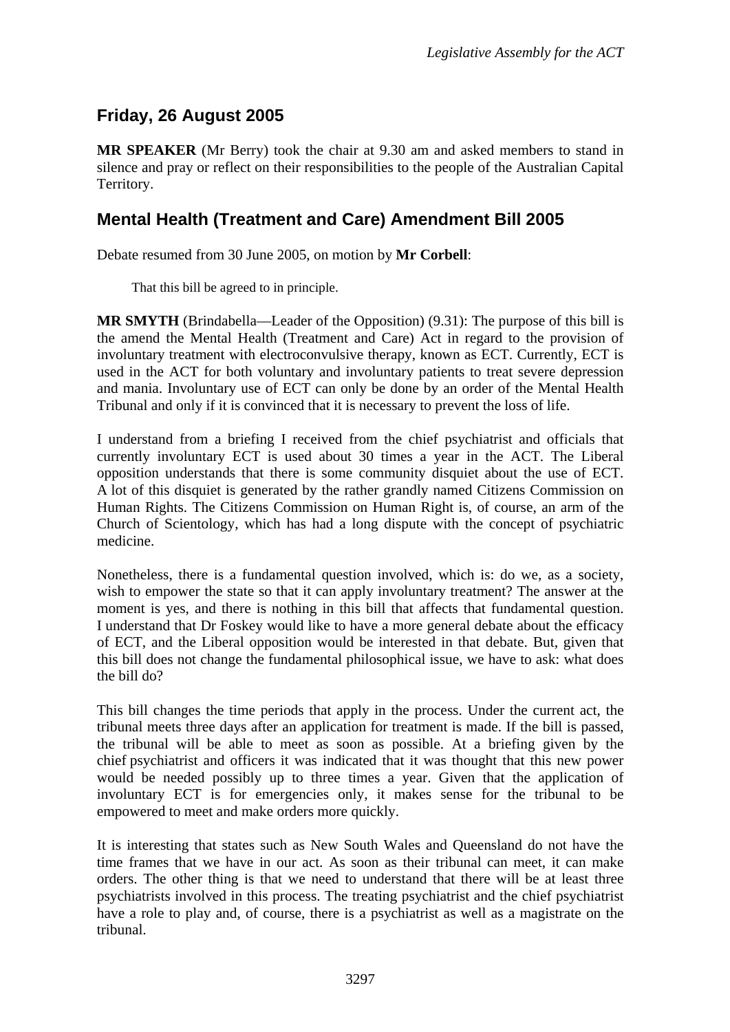## Friday, 26 August 2005

**MR SPEAKER** (Mr Berry) took the chair at 9.30 am and asked members to stand in silence and pray or reflect on their responsibilities to the people of the Australian Capital Territory.

## Mental Health (Treatment and Care) Amendment Bill 2005

Debate resumed from 30 June 2005, on motion by **Mr Corbell**:

> That this bill be agreed to in principle.

**MR SMYTH** (Brindabella—Leader of the Opposition) (9.31): The purpose of this bill is the amend the Mental Health (Treatment and Care) Act in regard to the provision of involuntary treatment with electroconvulsive therapy, known as ECT. Currently, ECT is used in the ACT for both voluntary and involuntary patients to treat severe depression and mania. Involuntary use of ECT can only be done by an order of the Mental Health Tribunal and only if it is convinced that it is necessary to prevent the loss of life.

I understand from a briefing I received from the chief psychiatrist and officials that currently involuntary ECT is used about 30 times a year in the ACT. The Liberal opposition understands that there is some community disquiet about the use of ECT. A lot of this disquiet is generated by the rather grandly named Citizens Commission on Human Rights. The Citizens Commission on Human Right is, of course, an arm of the Church of Scientology, which has had a long dispute with the concept of psychiatric medicine.

Nonetheless, there is a fundamental question involved, which is: do we, as a society, wish to empower the state so that it can apply involuntary treatment? The answer at the moment is yes, and there is nothing in this bill that affects that fundamental question. I understand that Dr Foskey would like to have a more general debate about the efficacy of ECT, and the Liberal opposition would be interested in that debate. But, given that this bill does not change the fundamental philosophical issue, we have to ask: what does the bill do?

This bill changes the time periods that apply in the process. Under the current act, the tribunal meets three days after an application for treatment is made. If the bill is passed, the tribunal will be able to meet as soon as possible. At a briefing given by the chief psychiatrist and officers it was indicated that it was thought that this new power would be needed possibly up to three times a year. Given that the application of involuntary ECT is for emergencies only, it makes sense for the tribunal to be empowered to meet and make orders more quickly.

It is interesting that states such as New South Wales and Queensland do not have the time frames that we have in our act. As soon as their tribunal can meet, it can make orders. The other thing is that we need to understand that there will be at least three psychiatrists involved in this process. The treating psychiatrist and the chief psychiatrist have a role to play and, of course, there is a psychiatrist as well as a magistrate on the tribunal.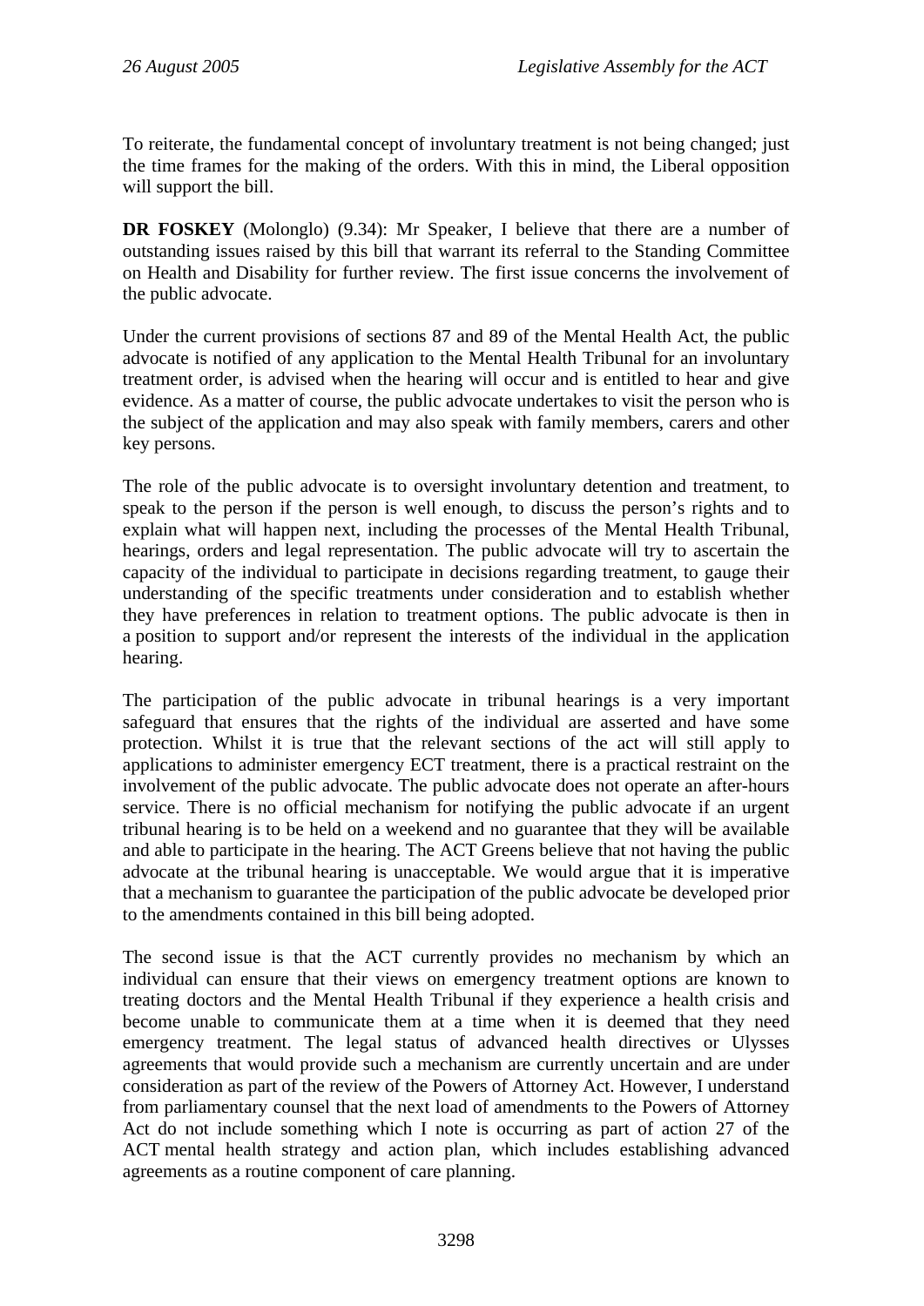To reiterate, the fundamental concept of involuntary treatment is not being changed; just the time frames for the making of the orders. With this in mind, the Liberal opposition will support the bill.

**DR FOSKEY** (Molonglo) (9.34): Mr Speaker, I believe that there are a number of outstanding issues raised by this bill that warrant its referral to the Standing Committee on Health and Disability for further review. The first issue concerns the involvement of the public advocate.

Under the current provisions of sections 87 and 89 of the Mental Health Act, the public advocate is notified of any application to the Mental Health Tribunal for an involuntary treatment order, is advised when the hearing will occur and is entitled to hear and give evidence. As a matter of course, the public advocate undertakes to visit the person who is the subject of the application and may also speak with family members, carers and other key persons.

The role of the public advocate is to oversight involuntary detention and treatment, to speak to the person if the person is well enough, to discuss the person's rights and to explain what will happen next, including the processes of the Mental Health Tribunal, hearings, orders and legal representation. The public advocate will try to ascertain the capacity of the individual to participate in decisions regarding treatment, to gauge their understanding of the specific treatments under consideration and to establish whether they have preferences in relation to treatment options. The public advocate is then in a position to support and/or represent the interests of the individual in the application hearing.

The participation of the public advocate in tribunal hearings is a very important safeguard that ensures that the rights of the individual are asserted and have some protection. Whilst it is true that the relevant sections of the act will still apply to applications to administer emergency ECT treatment, there is a practical restraint on the involvement of the public advocate. The public advocate does not operate an after-hours service. There is no official mechanism for notifying the public advocate if an urgent tribunal hearing is to be held on a weekend and no guarantee that they will be available and able to participate in the hearing. The ACT Greens believe that not having the public advocate at the tribunal hearing is unacceptable. We would argue that it is imperative that a mechanism to guarantee the participation of the public advocate be developed prior to the amendments contained in this bill being adopted.

The second issue is that the ACT currently provides no mechanism by which an individual can ensure that their views on emergency treatment options are known to treating doctors and the Mental Health Tribunal if they experience a health crisis and become unable to communicate them at a time when it is deemed that they need emergency treatment. The legal status of advanced health directives or Ulysses agreements that would provide such a mechanism are currently uncertain and are under consideration as part of the review of the Powers of Attorney Act. However, I understand from parliamentary counsel that the next load of amendments to the Powers of Attorney Act do not include something which I note is occurring as part of action 27 of the ACT mental health strategy and action plan, which includes establishing advanced agreements as a routine component of care planning.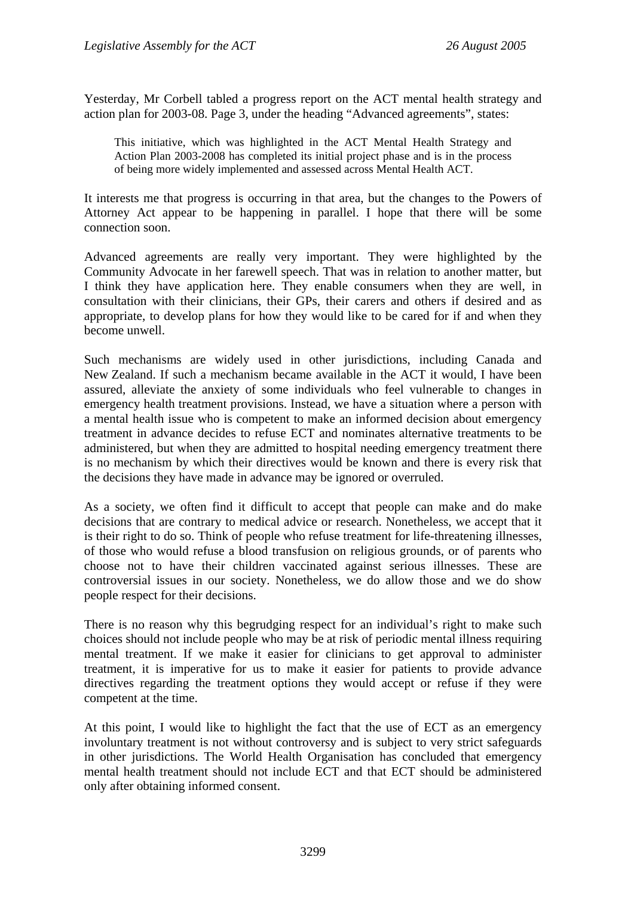Yesterday, Mr Corbell tabled a progress report on the ACT mental health strategy and action plan for 2003-08. Page 3, under the heading "Advanced agreements", states:

> This initiative, which was highlighted in the ACT Mental Health Strategy and Action Plan 2003-2008 has completed its initial project phase and is in the process of being more widely implemented and assessed across Mental Health ACT.

It interests me that progress is occurring in that area, but the changes to the Powers of Attorney Act appear to be happening in parallel. I hope that there will be some connection soon.

Advanced agreements are really very important. They were highlighted by the Community Advocate in her farewell speech. That was in relation to another matter, but I think they have application here. They enable consumers when they are well, in consultation with their clinicians, their GPs, their carers and others if desired and as appropriate, to develop plans for how they would like to be cared for if and when they become unwell.

Such mechanisms are widely used in other jurisdictions, including Canada and New Zealand. If such a mechanism became available in the ACT it would, I have been assured, alleviate the anxiety of some individuals who feel vulnerable to changes in emergency health treatment provisions. Instead, we have a situation where a person with a mental health issue who is competent to make an informed decision about emergency treatment in advance decides to refuse ECT and nominates alternative treatments to be administered, but when they are admitted to hospital needing emergency treatment there is no mechanism by which their directives would be known and there is every risk that the decisions they have made in advance may be ignored or overruled.

As a society, we often find it difficult to accept that people can make and do make decisions that are contrary to medical advice or research. Nonetheless, we accept that it is their right to do so. Think of people who refuse treatment for life-threatening illnesses, of those who would refuse a blood transfusion on religious grounds, or of parents who choose not to have their children vaccinated against serious illnesses. These are controversial issues in our society. Nonetheless, we do allow those and we do show people respect for their decisions.

There is no reason why this begrudging respect for an individual's right to make such choices should not include people who may be at risk of periodic mental illness requiring mental treatment. If we make it easier for clinicians to get approval to administer treatment, it is imperative for us to make it easier for patients to provide advance directives regarding the treatment options they would accept or refuse if they were competent at the time.

At this point, I would like to highlight the fact that the use of ECT as an emergency involuntary treatment is not without controversy and is subject to very strict safeguards in other jurisdictions. The World Health Organisation has concluded that emergency mental health treatment should not include ECT and that ECT should be administered only after obtaining informed consent.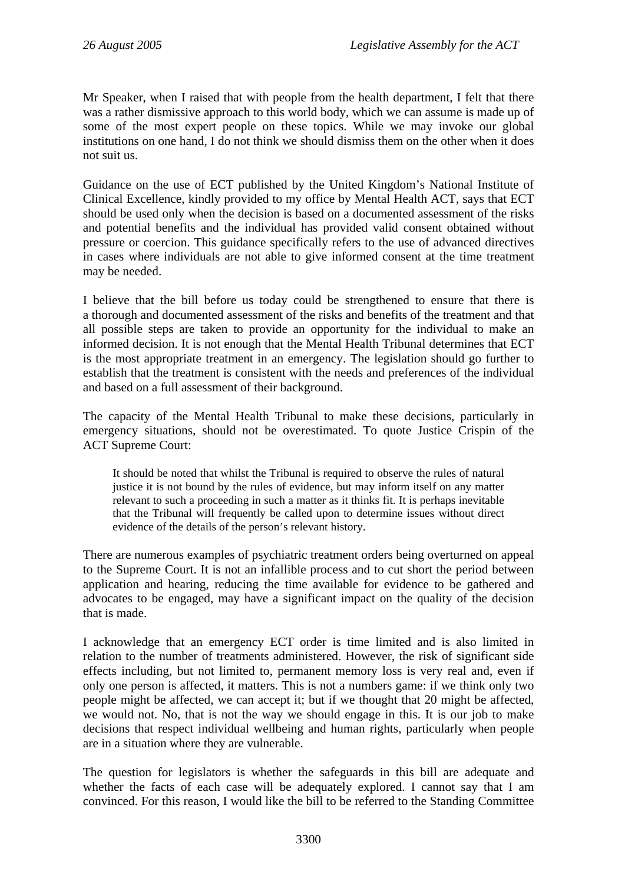Mr Speaker, when I raised that with people from the health department, I felt that there was a rather dismissive approach to this world body, which we can assume is made up of some of the most expert people on these topics. While we may invoke our global institutions on one hand, I do not think we should dismiss them on the other when it does not suit us.

Guidance on the use of ECT published by the United Kingdom's National Institute of Clinical Excellence, kindly provided to my office by Mental Health ACT, says that ECT should be used only when the decision is based on a documented assessment of the risks and potential benefits and the individual has provided valid consent obtained without pressure or coercion. This guidance specifically refers to the use of advanced directives in cases where individuals are not able to give informed consent at the time treatment may be needed.

I believe that the bill before us today could be strengthened to ensure that there is a thorough and documented assessment of the risks and benefits of the treatment and that all possible steps are taken to provide an opportunity for the individual to make an informed decision. It is not enough that the Mental Health Tribunal determines that ECT is the most appropriate treatment in an emergency. The legislation should go further to establish that the treatment is consistent with the needs and preferences of the individual and based on a full assessment of their background.

The capacity of the Mental Health Tribunal to make these decisions, particularly in emergency situations, should not be overestimated. To quote Justice Crispin of the ACT Supreme Court:

> It should be noted that whilst the Tribunal is required to observe the rules of natural justice it is not bound by the rules of evidence, but may inform itself on any matter relevant to such a proceeding in such a matter as it thinks fit. It is perhaps inevitable that the Tribunal will frequently be called upon to determine issues without direct evidence of the details of the person's relevant history.

There are numerous examples of psychiatric treatment orders being overturned on appeal to the Supreme Court. It is not an infallible process and to cut short the period between application and hearing, reducing the time available for evidence to be gathered and advocates to be engaged, may have a significant impact on the quality of the decision that is made.

I acknowledge that an emergency ECT order is time limited and is also limited in relation to the number of treatments administered. However, the risk of significant side effects including, but not limited to, permanent memory loss is very real and, even if only one person is affected, it matters. This is not a numbers game: if we think only two people might be affected, we can accept it; but if we thought that 20 might be affected, we would not. No, that is not the way we should engage in this. It is our job to make decisions that respect individual wellbeing and human rights, particularly when people are in a situation where they are vulnerable.

The question for legislators is whether the safeguards in this bill are adequate and whether the facts of each case will be adequately explored. I cannot say that I am convinced. For this reason, I would like the bill to be referred to the Standing Committee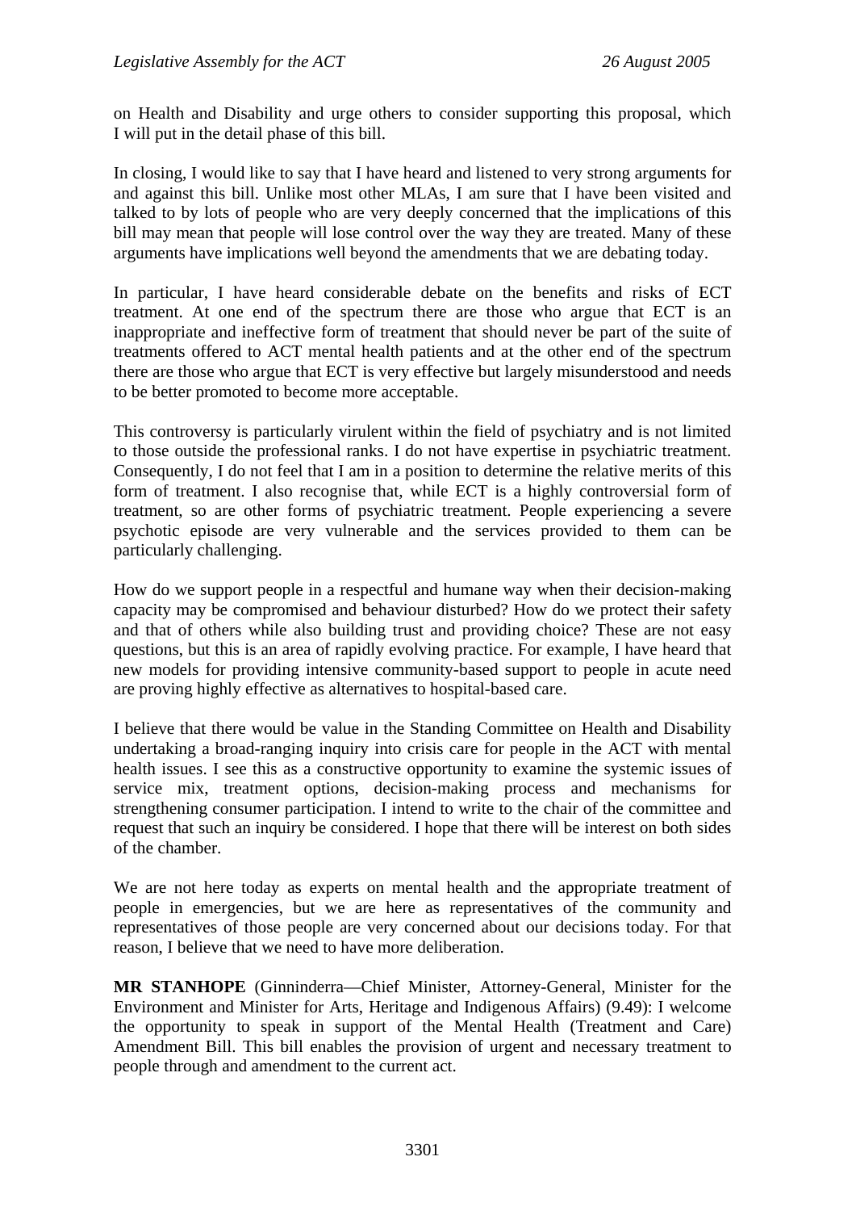on Health and Disability and urge others to consider supporting this proposal, which I will put in the detail phase of this bill.

In closing, I would like to say that I have heard and listened to very strong arguments for and against this bill. Unlike most other MLAs, I am sure that I have been visited and talked to by lots of people who are very deeply concerned that the implications of this bill may mean that people will lose control over the way they are treated. Many of these arguments have implications well beyond the amendments that we are debating today.

In particular, I have heard considerable debate on the benefits and risks of ECT treatment. At one end of the spectrum there are those who argue that ECT is an inappropriate and ineffective form of treatment that should never be part of the suite of treatments offered to ACT mental health patients and at the other end of the spectrum there are those who argue that ECT is very effective but largely misunderstood and needs to be better promoted to become more acceptable.

This controversy is particularly virulent within the field of psychiatry and is not limited to those outside the professional ranks. I do not have expertise in psychiatric treatment. Consequently, I do not feel that I am in a position to determine the relative merits of this form of treatment. I also recognise that, while ECT is a highly controversial form of treatment, so are other forms of psychiatric treatment. People experiencing a severe psychotic episode are very vulnerable and the services provided to them can be particularly challenging.

How do we support people in a respectful and humane way when their decision-making capacity may be compromised and behaviour disturbed? How do we protect their safety and that of others while also building trust and providing choice? These are not easy questions, but this is an area of rapidly evolving practice. For example, I have heard that new models for providing intensive community-based support to people in acute need are proving highly effective as alternatives to hospital-based care.

I believe that there would be value in the Standing Committee on Health and Disability undertaking a broad-ranging inquiry into crisis care for people in the ACT with mental health issues. I see this as a constructive opportunity to examine the systemic issues of service mix, treatment options, decision-making process and mechanisms for strengthening consumer participation. I intend to write to the chair of the committee and request that such an inquiry be considered. I hope that there will be interest on both sides of the chamber.

We are not here today as experts on mental health and the appropriate treatment of people in emergencies, but we are here as representatives of the community and representatives of those people are very concerned about our decisions today. For that reason, I believe that we need to have more deliberation.

**MR STANHOPE** (Ginninderra—Chief Minister, Attorney-General, Minister for the Environment and Minister for Arts, Heritage and Indigenous Affairs) (9.49): I welcome the opportunity to speak in support of the Mental Health (Treatment and Care) Amendment Bill. This bill enables the provision of urgent and necessary treatment to people through and amendment to the current act.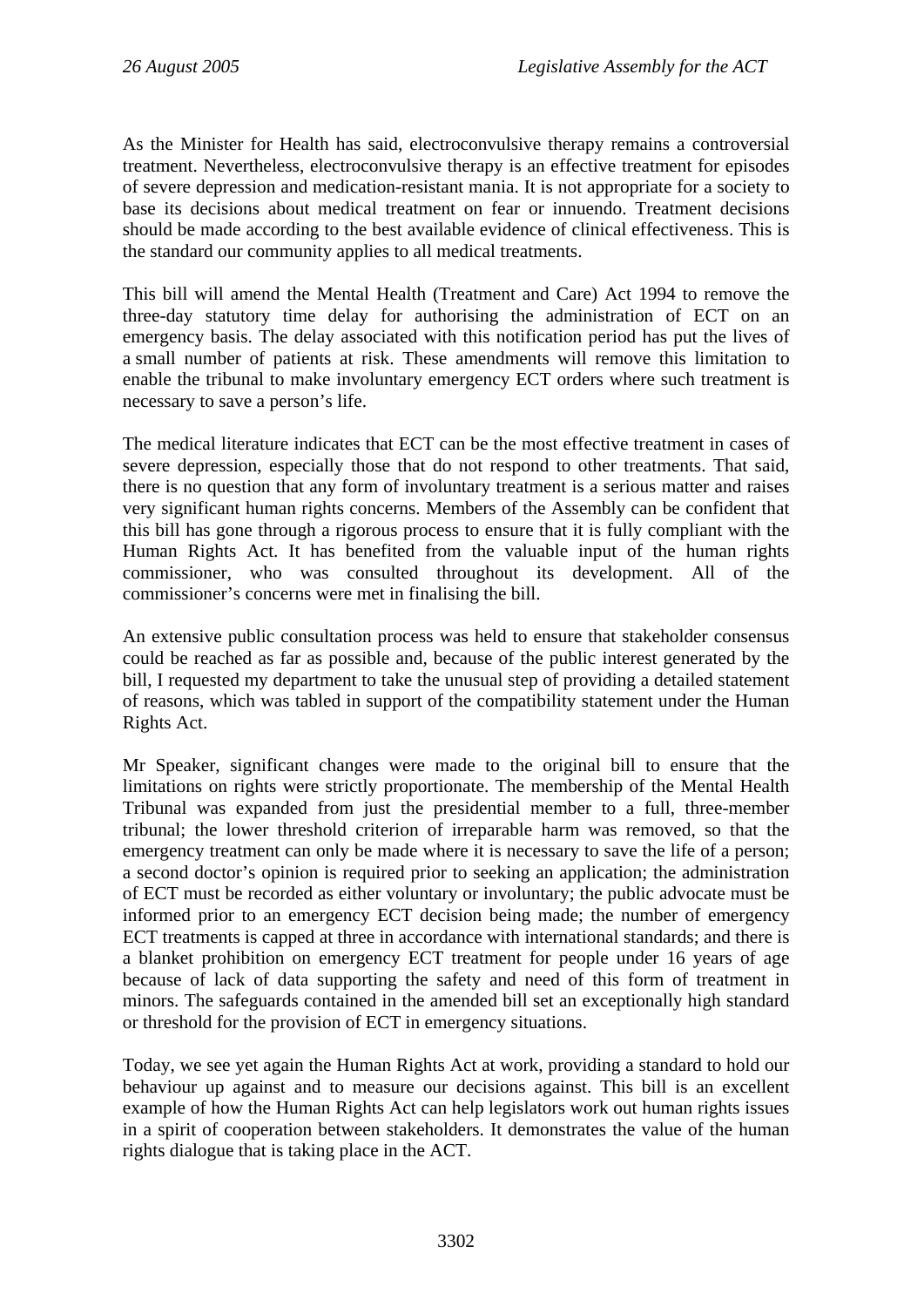As the Minister for Health has said, electroconvulsive therapy remains a controversial treatment. Nevertheless, electroconvulsive therapy is an effective treatment for episodes of severe depression and medication-resistant mania. It is not appropriate for a society to base its decisions about medical treatment on fear or innuendo. Treatment decisions should be made according to the best available evidence of clinical effectiveness. This is the standard our community applies to all medical treatments.

This bill will amend the Mental Health (Treatment and Care) Act 1994 to remove the three-day statutory time delay for authorising the administration of ECT on an emergency basis. The delay associated with this notification period has put the lives of a small number of patients at risk. These amendments will remove this limitation to enable the tribunal to make involuntary emergency ECT orders where such treatment is necessary to save a person's life.

The medical literature indicates that ECT can be the most effective treatment in cases of severe depression, especially those that do not respond to other treatments. That said, there is no question that any form of involuntary treatment is a serious matter and raises very significant human rights concerns. Members of the Assembly can be confident that this bill has gone through a rigorous process to ensure that it is fully compliant with the Human Rights Act. It has benefited from the valuable input of the human rights commissioner, who was consulted throughout its development. All of the commissioner's concerns were met in finalising the bill.

An extensive public consultation process was held to ensure that stakeholder consensus could be reached as far as possible and, because of the public interest generated by the bill, I requested my department to take the unusual step of providing a detailed statement of reasons, which was tabled in support of the compatibility statement under the Human Rights Act.

Mr Speaker, significant changes were made to the original bill to ensure that the limitations on rights were strictly proportionate. The membership of the Mental Health Tribunal was expanded from just the presidential member to a full, three-member tribunal; the lower threshold criterion of irreparable harm was removed, so that the emergency treatment can only be made where it is necessary to save the life of a person; a second doctor's opinion is required prior to seeking an application; the administration of ECT must be recorded as either voluntary or involuntary; the public advocate must be informed prior to an emergency ECT decision being made; the number of emergency ECT treatments is capped at three in accordance with international standards; and there is a blanket prohibition on emergency ECT treatment for people under 16 years of age because of lack of data supporting the safety and need of this form of treatment in minors. The safeguards contained in the amended bill set an exceptionally high standard or threshold for the provision of ECT in emergency situations.

Today, we see yet again the Human Rights Act at work, providing a standard to hold our behaviour up against and to measure our decisions against. This bill is an excellent example of how the Human Rights Act can help legislators work out human rights issues in a spirit of cooperation between stakeholders. It demonstrates the value of the human rights dialogue that is taking place in the ACT.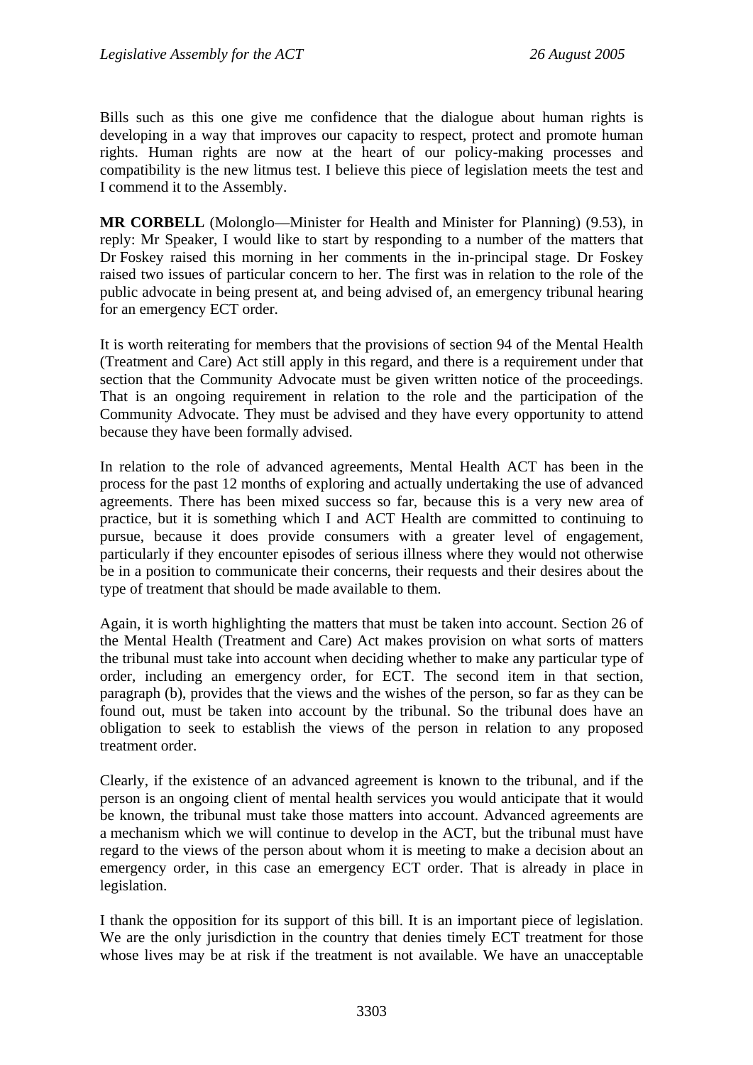Bills such as this one give me confidence that the dialogue about human rights is developing in a way that improves our capacity to respect, protect and promote human rights. Human rights are now at the heart of our policy-making processes and compatibility is the new litmus test. I believe this piece of legislation meets the test and I commend it to the Assembly.

**MR CORBELL** (Molonglo—Minister for Health and Minister for Planning) (9.53), in reply: Mr Speaker, I would like to start by responding to a number of the matters that Dr Foskey raised this morning in her comments in the in-principal stage. Dr Foskey raised two issues of particular concern to her. The first was in relation to the role of the public advocate in being present at, and being advised of, an emergency tribunal hearing for an emergency ECT order.

It is worth reiterating for members that the provisions of section 94 of the Mental Health (Treatment and Care) Act still apply in this regard, and there is a requirement under that section that the Community Advocate must be given written notice of the proceedings. That is an ongoing requirement in relation to the role and the participation of the Community Advocate. They must be advised and they have every opportunity to attend because they have been formally advised.

In relation to the role of advanced agreements, Mental Health ACT has been in the process for the past 12 months of exploring and actually undertaking the use of advanced agreements. There has been mixed success so far, because this is a very new area of practice, but it is something which I and ACT Health are committed to continuing to pursue, because it does provide consumers with a greater level of engagement, particularly if they encounter episodes of serious illness where they would not otherwise be in a position to communicate their concerns, their requests and their desires about the type of treatment that should be made available to them.

Again, it is worth highlighting the matters that must be taken into account. Section 26 of the Mental Health (Treatment and Care) Act makes provision on what sorts of matters the tribunal must take into account when deciding whether to make any particular type of order, including an emergency order, for ECT. The second item in that section, paragraph (b), provides that the views and the wishes of the person, so far as they can be found out, must be taken into account by the tribunal. So the tribunal does have an obligation to seek to establish the views of the person in relation to any proposed treatment order.

Clearly, if the existence of an advanced agreement is known to the tribunal, and if the person is an ongoing client of mental health services you would anticipate that it would be known, the tribunal must take those matters into account. Advanced agreements are a mechanism which we will continue to develop in the ACT, but the tribunal must have regard to the views of the person about whom it is meeting to make a decision about an emergency order, in this case an emergency ECT order. That is already in place in legislation.

I thank the opposition for its support of this bill. It is an important piece of legislation. We are the only jurisdiction in the country that denies timely ECT treatment for those whose lives may be at risk if the treatment is not available. We have an unacceptable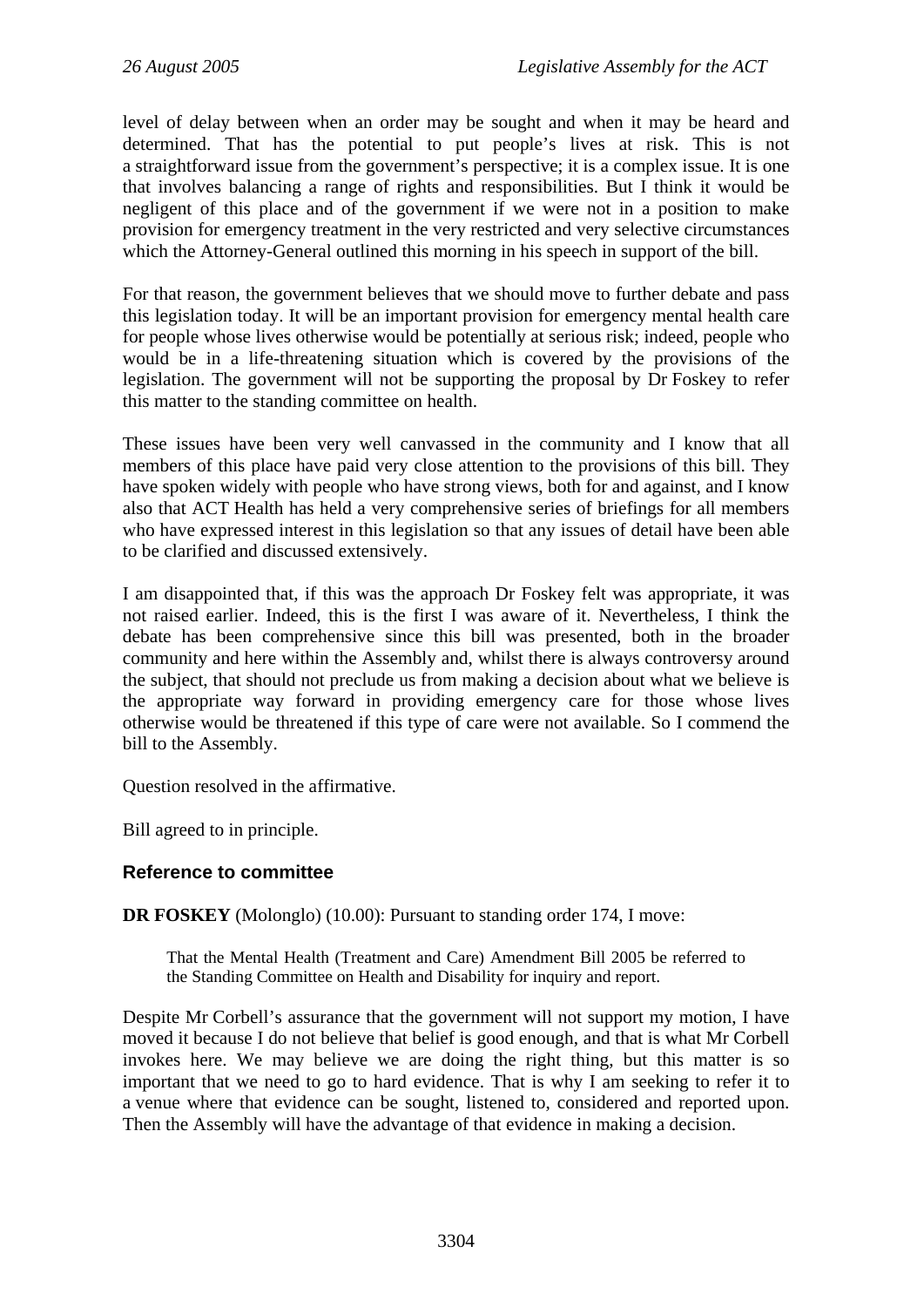level of delay between when an order may be sought and when it may be heard and determined. That has the potential to put people's lives at risk. This is not a straightforward issue from the government's perspective; it is a complex issue. It is one that involves balancing a range of rights and responsibilities. But I think it would be negligent of this place and of the government if we were not in a position to make provision for emergency treatment in the very restricted and very selective circumstances which the Attorney-General outlined this morning in his speech in support of the bill.

For that reason, the government believes that we should move to further debate and pass this legislation today. It will be an important provision for emergency mental health care for people whose lives otherwise would be potentially at serious risk; indeed, people who would be in a life-threatening situation which is covered by the provisions of the legislation. The government will not be supporting the proposal by Dr Foskey to refer this matter to the standing committee on health.

These issues have been very well canvassed in the community and I know that all members of this place have paid very close attention to the provisions of this bill. They have spoken widely with people who have strong views, both for and against, and I know also that ACT Health has held a very comprehensive series of briefings for all members who have expressed interest in this legislation so that any issues of detail have been able to be clarified and discussed extensively.

I am disappointed that, if this was the approach Dr Foskey felt was appropriate, it was not raised earlier. Indeed, this is the first I was aware of it. Nevertheless, I think the debate has been comprehensive since this bill was presented, both in the broader community and here within the Assembly and, whilst there is always controversy around the subject, that should not preclude us from making a decision about what we believe is the appropriate way forward in providing emergency care for those whose lives otherwise would be threatened if this type of care were not available. So I commend the bill to the Assembly.

Question resolved in the affirmative.

Bill agreed to in principle.

### Reference to committee

**DR FOSKEY** (Molonglo) (10.00): Pursuant to standing order 174, I move:

> That the Mental Health (Treatment and Care) Amendment Bill 2005 be referred to the Standing Committee on Health and Disability for inquiry and report.

Despite Mr Corbell's assurance that the government will not support my motion, I have moved it because I do not believe that belief is good enough, and that is what Mr Corbell invokes here. We may believe we are doing the right thing, but this matter is so important that we need to go to hard evidence. That is why I am seeking to refer it to a venue where that evidence can be sought, listened to, considered and reported upon. Then the Assembly will have the advantage of that evidence in making a decision.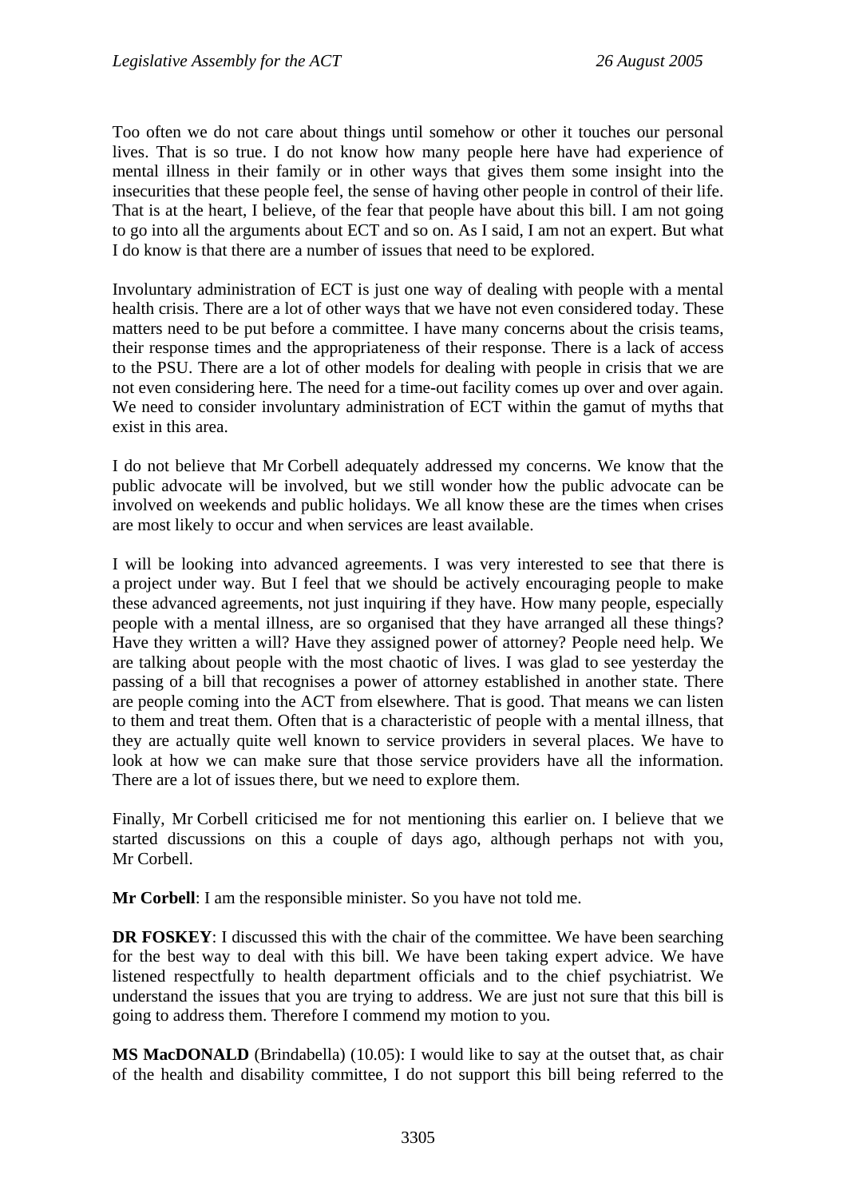Too often we do not care about things until somehow or other it touches our personal lives. That is so true. I do not know how many people here have had experience of mental illness in their family or in other ways that gives them some insight into the insecurities that these people feel, the sense of having other people in control of their life. That is at the heart, I believe, of the fear that people have about this bill. I am not going to go into all the arguments about ECT and so on. As I said, I am not an expert. But what I do know is that there are a number of issues that need to be explored.

Involuntary administration of ECT is just one way of dealing with people with a mental health crisis. There are a lot of other ways that we have not even considered today. These matters need to be put before a committee. I have many concerns about the crisis teams, their response times and the appropriateness of their response. There is a lack of access to the PSU. There are a lot of other models for dealing with people in crisis that we are not even considering here. The need for a time-out facility comes up over and over again. We need to consider involuntary administration of ECT within the gamut of myths that exist in this area.

I do not believe that Mr Corbell adequately addressed my concerns. We know that the public advocate will be involved, but we still wonder how the public advocate can be involved on weekends and public holidays. We all know these are the times when crises are most likely to occur and when services are least available.

I will be looking into advanced agreements. I was very interested to see that there is a project under way. But I feel that we should be actively encouraging people to make these advanced agreements, not just inquiring if they have. How many people, especially people with a mental illness, are so organised that they have arranged all these things? Have they written a will? Have they assigned power of attorney? People need help. We are talking about people with the most chaotic of lives. I was glad to see yesterday the passing of a bill that recognises a power of attorney established in another state. There are people coming into the ACT from elsewhere. That is good. That means we can listen to them and treat them. Often that is a characteristic of people with a mental illness, that they are actually quite well known to service providers in several places. We have to look at how we can make sure that those service providers have all the information. There are a lot of issues there, but we need to explore them.

Finally, Mr Corbell criticised me for not mentioning this earlier on. I believe that we started discussions on this a couple of days ago, although perhaps not with you, Mr Corbell.

**Mr Corbell**: I am the responsible minister. So you have not told me.

**DR FOSKEY**: I discussed this with the chair of the committee. We have been searching for the best way to deal with this bill. We have been taking expert advice. We have listened respectfully to health department officials and to the chief psychiatrist. We understand the issues that you are trying to address. We are just not sure that this bill is going to address them. Therefore I commend my motion to you.

**MS MacDONALD** (Brindabella) (10.05): I would like to say at the outset that, as chair of the health and disability committee, I do not support this bill being referred to the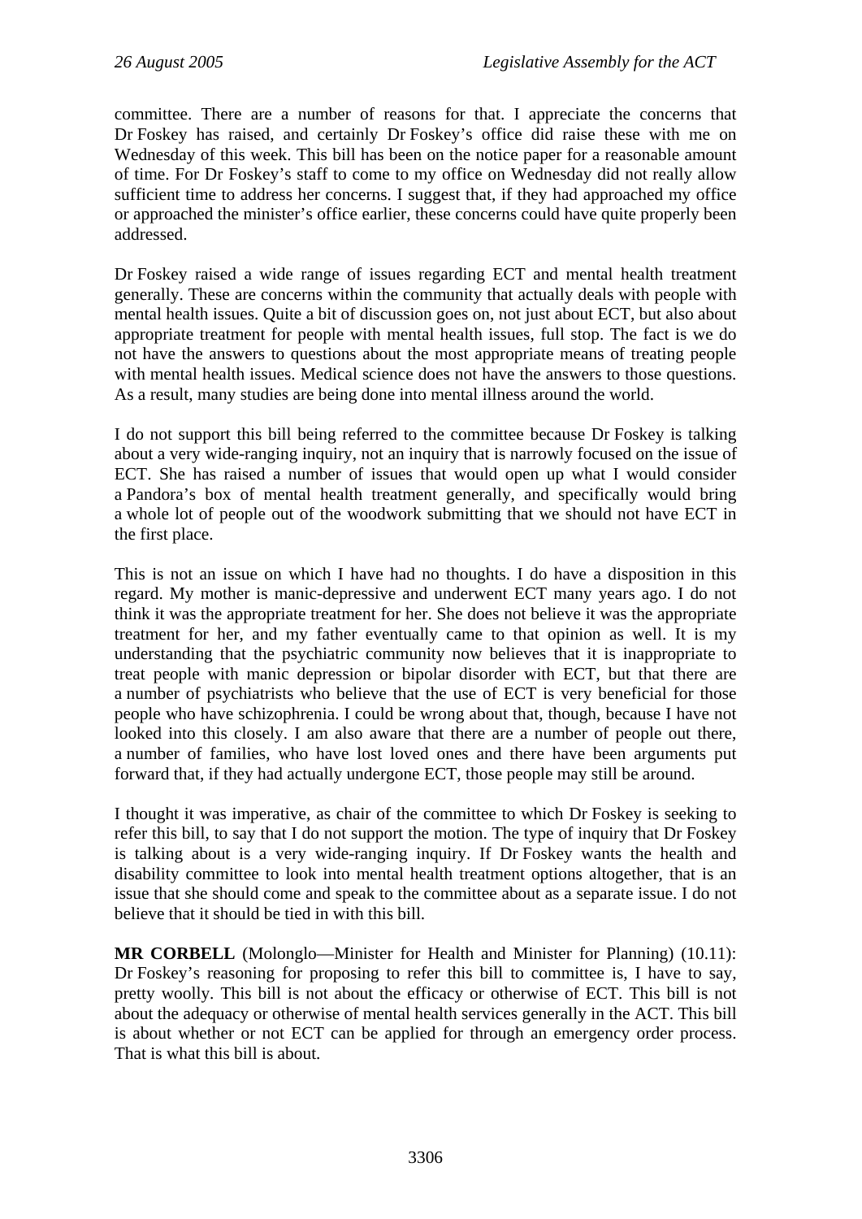committee. There are a number of reasons for that. I appreciate the concerns that Dr Foskey has raised, and certainly Dr Foskey's office did raise these with me on Wednesday of this week. This bill has been on the notice paper for a reasonable amount of time. For Dr Foskey's staff to come to my office on Wednesday did not really allow sufficient time to address her concerns. I suggest that, if they had approached my office or approached the minister's office earlier, these concerns could have quite properly been addressed.

Dr Foskey raised a wide range of issues regarding ECT and mental health treatment generally. These are concerns within the community that actually deals with people with mental health issues. Quite a bit of discussion goes on, not just about ECT, but also about appropriate treatment for people with mental health issues, full stop. The fact is we do not have the answers to questions about the most appropriate means of treating people with mental health issues. Medical science does not have the answers to those questions. As a result, many studies are being done into mental illness around the world.

I do not support this bill being referred to the committee because Dr Foskey is talking about a very wide-ranging inquiry, not an inquiry that is narrowly focused on the issue of ECT. She has raised a number of issues that would open up what I would consider a Pandora's box of mental health treatment generally, and specifically would bring a whole lot of people out of the woodwork submitting that we should not have ECT in the first place.

This is not an issue on which I have had no thoughts. I do have a disposition in this regard. My mother is manic-depressive and underwent ECT many years ago. I do not think it was the appropriate treatment for her. She does not believe it was the appropriate treatment for her, and my father eventually came to that opinion as well. It is my understanding that the psychiatric community now believes that it is inappropriate to treat people with manic depression or bipolar disorder with ECT, but that there are a number of psychiatrists who believe that the use of ECT is very beneficial for those people who have schizophrenia. I could be wrong about that, though, because I have not looked into this closely. I am also aware that there are a number of people out there, a number of families, who have lost loved ones and there have been arguments put forward that, if they had actually undergone ECT, those people may still be around.

I thought it was imperative, as chair of the committee to which Dr Foskey is seeking to refer this bill, to say that I do not support the motion. The type of inquiry that Dr Foskey is talking about is a very wide-ranging inquiry. If Dr Foskey wants the health and disability committee to look into mental health treatment options altogether, that is an issue that she should come and speak to the committee about as a separate issue. I do not believe that it should be tied in with this bill.

**MR CORBELL** (Molonglo—Minister for Health and Minister for Planning) (10.11): Dr Foskey's reasoning for proposing to refer this bill to committee is, I have to say, pretty woolly. This bill is not about the efficacy or otherwise of ECT. This bill is not about the adequacy or otherwise of mental health services generally in the ACT. This bill is about whether or not ECT can be applied for through an emergency order process. That is what this bill is about.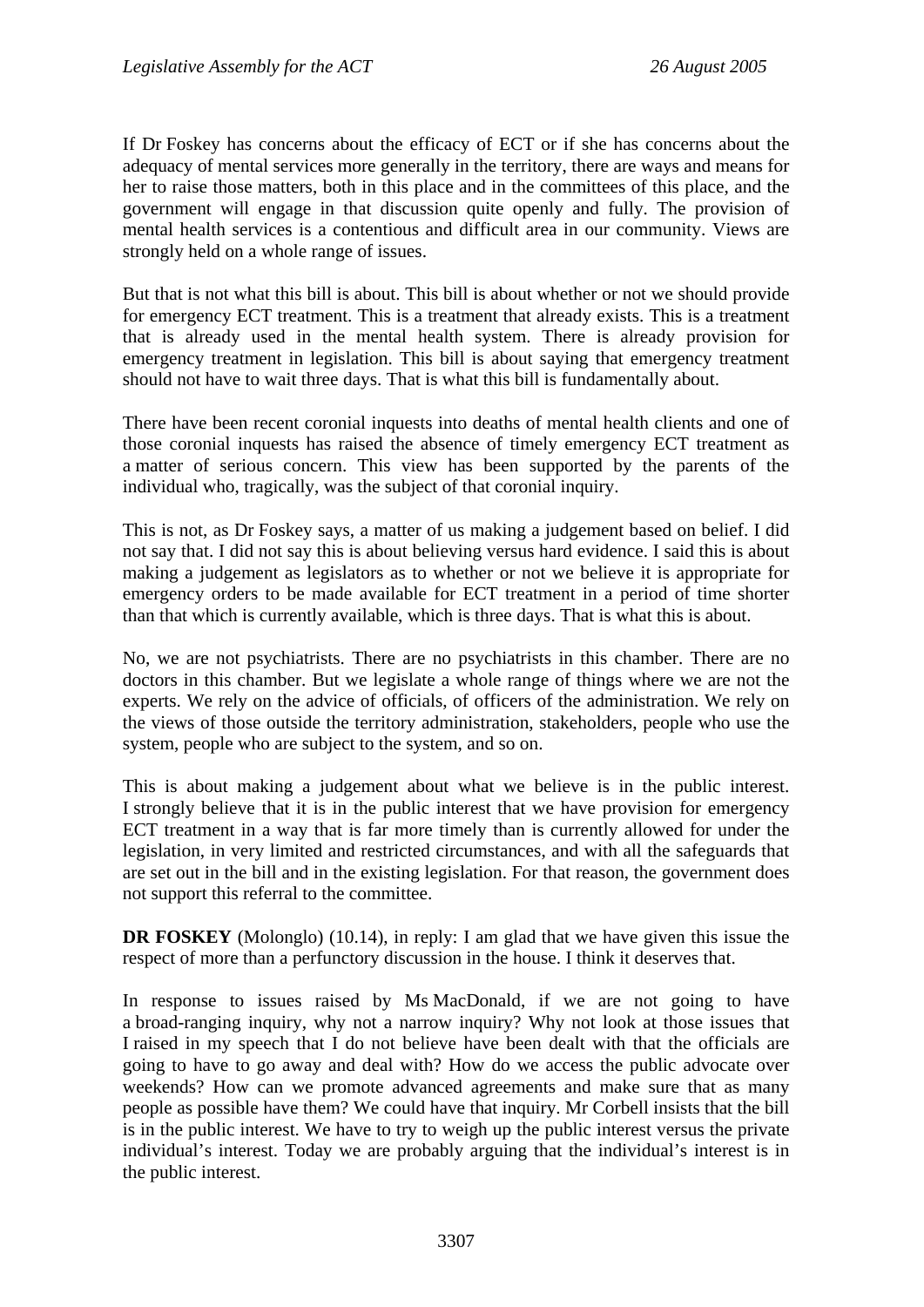If Dr Foskey has concerns about the efficacy of ECT or if she has concerns about the adequacy of mental services more generally in the territory, there are ways and means for her to raise those matters, both in this place and in the committees of this place, and the government will engage in that discussion quite openly and fully. The provision of mental health services is a contentious and difficult area in our community. Views are strongly held on a whole range of issues.

But that is not what this bill is about. This bill is about whether or not we should provide for emergency ECT treatment. This is a treatment that already exists. This is a treatment that is already used in the mental health system. There is already provision for emergency treatment in legislation. This bill is about saying that emergency treatment should not have to wait three days. That is what this bill is fundamentally about.

There have been recent coronial inquests into deaths of mental health clients and one of those coronial inquests has raised the absence of timely emergency ECT treatment as a matter of serious concern. This view has been supported by the parents of the individual who, tragically, was the subject of that coronial inquiry.

This is not, as Dr Foskey says, a matter of us making a judgement based on belief. I did not say that. I did not say this is about believing versus hard evidence. I said this is about making a judgement as legislators as to whether or not we believe it is appropriate for emergency orders to be made available for ECT treatment in a period of time shorter than that which is currently available, which is three days. That is what this is about.

No, we are not psychiatrists. There are no psychiatrists in this chamber. There are no doctors in this chamber. But we legislate a whole range of things where we are not the experts. We rely on the advice of officials, of officers of the administration. We rely on the views of those outside the territory administration, stakeholders, people who use the system, people who are subject to the system, and so on.

This is about making a judgement about what we believe is in the public interest. I strongly believe that it is in the public interest that we have provision for emergency ECT treatment in a way that is far more timely than is currently allowed for under the legislation, in very limited and restricted circumstances, and with all the safeguards that are set out in the bill and in the existing legislation. For that reason, the government does not support this referral to the committee.

**DR FOSKEY** (Molonglo) (10.14), in reply: I am glad that we have given this issue the respect of more than a perfunctory discussion in the house. I think it deserves that.

In response to issues raised by Ms MacDonald, if we are not going to have a broad-ranging inquiry, why not a narrow inquiry? Why not look at those issues that I raised in my speech that I do not believe have been dealt with that the officials are going to have to go away and deal with? How do we access the public advocate over weekends? How can we promote advanced agreements and make sure that as many people as possible have them? We could have that inquiry. Mr Corbell insists that the bill is in the public interest. We have to try to weigh up the public interest versus the private individual's interest. Today we are probably arguing that the individual's interest is in the public interest.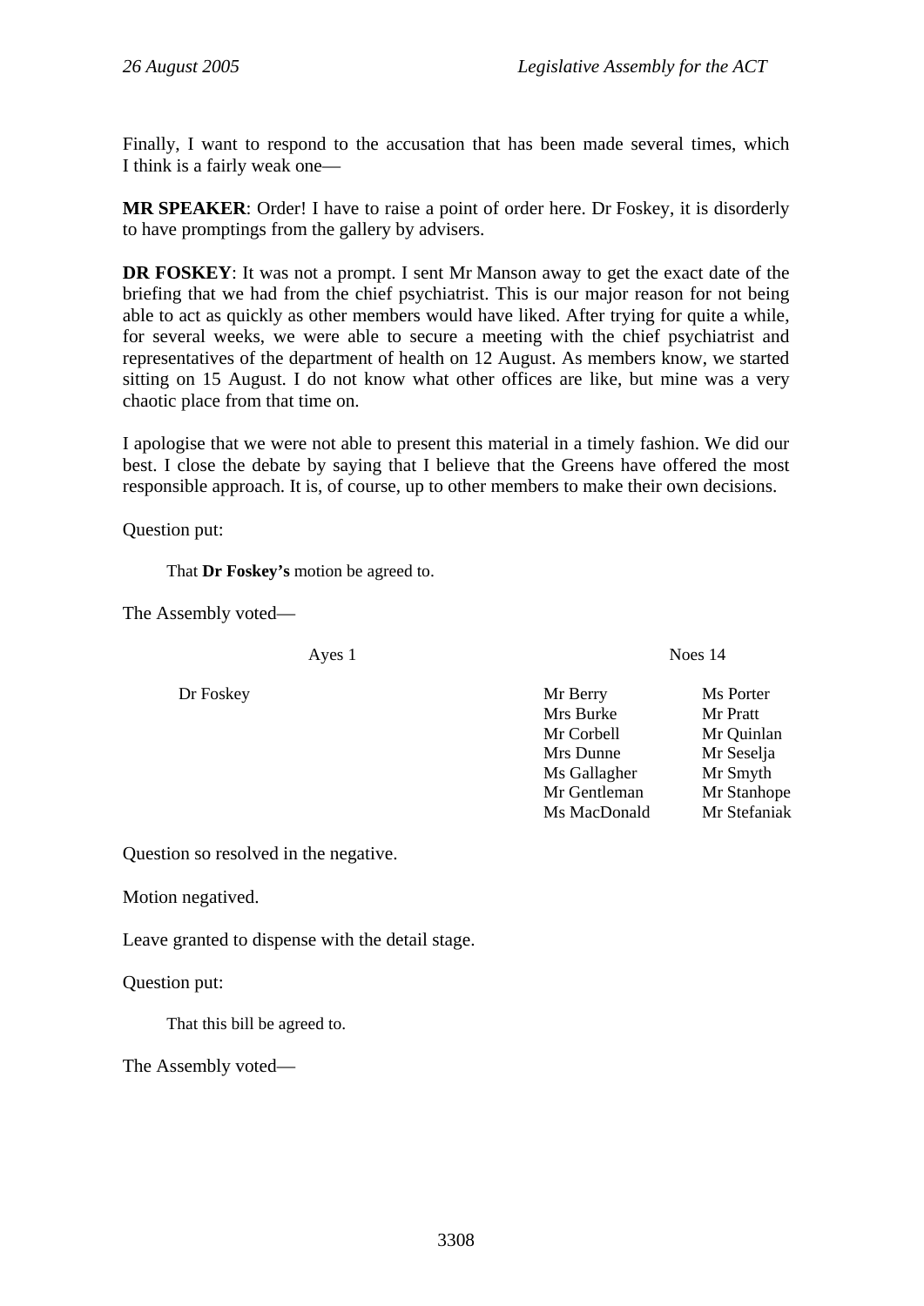Finally, I want to respond to the accusation that has been made several times, which I think is a fairly weak one—

**MR SPEAKER**: Order! I have to raise a point of order here. Dr Foskey, it is disorderly to have promptings from the gallery by advisers.

**DR FOSKEY**: It was not a prompt. I sent Mr Manson away to get the exact date of the briefing that we had from the chief psychiatrist. This is our major reason for not being able to act as quickly as other members would have liked. After trying for quite a while, for several weeks, we were able to secure a meeting with the chief psychiatrist and representatives of the department of health on 12 August. As members know, we started sitting on 15 August. I do not know what other offices are like, but mine was a very chaotic place from that time on.

I apologise that we were not able to present this material in a timely fashion. We did our best. I close the debate by saying that I believe that the Greens have offered the most responsible approach. It is, of course, up to other members to make their own decisions.

Question put:

> That **Dr Foskey's** motion be agreed to.

The Assembly voted—

| Ayes 1 | Noes 14 | |
|---|---|---|
| Dr Foskey | Mr Berry | Ms Porter |
| | Mrs Burke | Mr Pratt |
| | Mr Corbell | Mr Quinlan |
| | Mrs Dunne | Mr Seselja |
| | Ms Gallagher | Mr Smyth |
| | Mr Gentleman | Mr Stanhope |
| | Ms MacDonald | Mr Stefaniak |

Question so resolved in the negative.

Motion negatived.

Leave granted to dispense with the detail stage.

Question put:

> That this bill be agreed to.

The Assembly voted—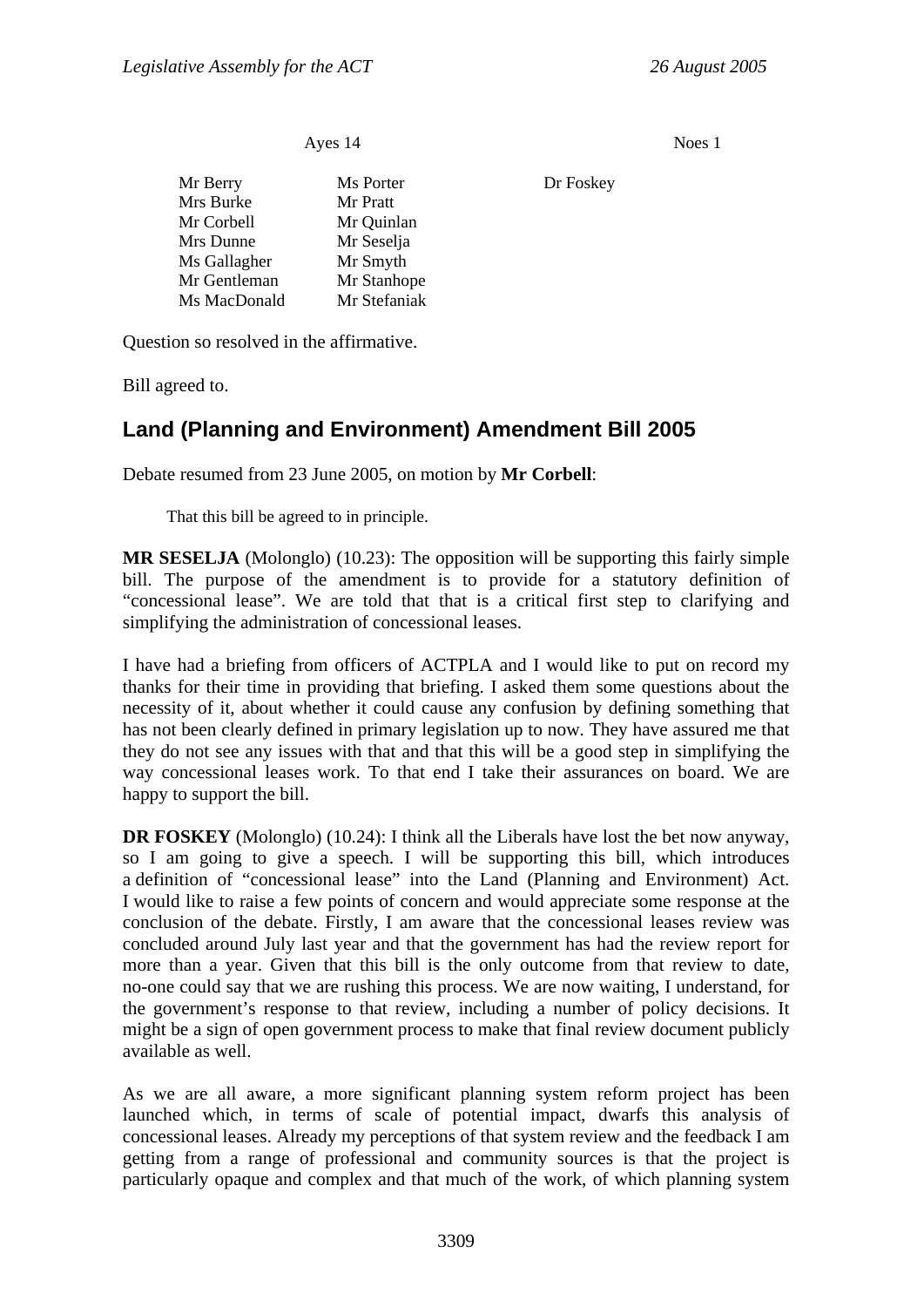| Ayes 14 | | Noes 1 |
|---|---|---|
| Mr Berry | Ms Porter | Dr Foskey |
| Mrs Burke | Mr Pratt | |
| Mr Corbell | Mr Quinlan | |
| Mrs Dunne | Mr Seselja | |
| Ms Gallagher | Mr Smyth | |
| Mr Gentleman | Mr Stanhope | |
| Ms MacDonald | Mr Stefaniak | |

Question so resolved in the affirmative.

Bill agreed to.

## Land (Planning and Environment) Amendment Bill 2005

Debate resumed from 23 June 2005, on motion by **Mr Corbell**:

> That this bill be agreed to in principle.

**MR SESELJA** (Molonglo) (10.23): The opposition will be supporting this fairly simple bill. The purpose of the amendment is to provide for a statutory definition of "concessional lease". We are told that that is a critical first step to clarifying and simplifying the administration of concessional leases.

I have had a briefing from officers of ACTPLA and I would like to put on record my thanks for their time in providing that briefing. I asked them some questions about the necessity of it, about whether it could cause any confusion by defining something that has not been clearly defined in primary legislation up to now. They have assured me that they do not see any issues with that and that this will be a good step in simplifying the way concessional leases work. To that end I take their assurances on board. We are happy to support the bill.

**DR FOSKEY** (Molonglo) (10.24): I think all the Liberals have lost the bet now anyway, so I am going to give a speech. I will be supporting this bill, which introduces a definition of "concessional lease" into the Land (Planning and Environment) Act. I would like to raise a few points of concern and would appreciate some response at the conclusion of the debate. Firstly, I am aware that the concessional leases review was concluded around July last year and that the government has had the review report for more than a year. Given that this bill is the only outcome from that review to date, no-one could say that we are rushing this process. We are now waiting, I understand, for the government's response to that review, including a number of policy decisions. It might be a sign of open government process to make that final review document publicly available as well.

As we are all aware, a more significant planning system reform project has been launched which, in terms of scale of potential impact, dwarfs this analysis of concessional leases. Already my perceptions of that system review and the feedback I am getting from a range of professional and community sources is that the project is particularly opaque and complex and that much of the work, of which planning system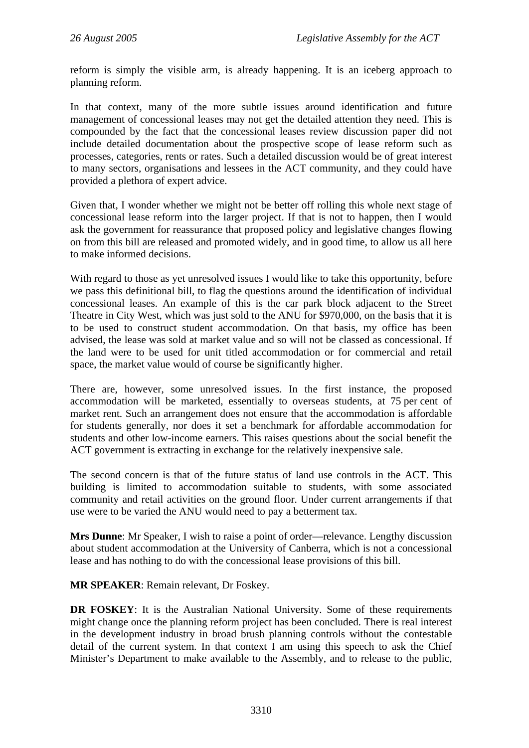reform is simply the visible arm, is already happening. It is an iceberg approach to planning reform.

In that context, many of the more subtle issues around identification and future management of concessional leases may not get the detailed attention they need. This is compounded by the fact that the concessional leases review discussion paper did not include detailed documentation about the prospective scope of lease reform such as processes, categories, rents or rates. Such a detailed discussion would be of great interest to many sectors, organisations and lessees in the ACT community, and they could have provided a plethora of expert advice.

Given that, I wonder whether we might not be better off rolling this whole next stage of concessional lease reform into the larger project. If that is not to happen, then I would ask the government for reassurance that proposed policy and legislative changes flowing on from this bill are released and promoted widely, and in good time, to allow us all here to make informed decisions.

With regard to those as yet unresolved issues I would like to take this opportunity, before we pass this definitional bill, to flag the questions around the identification of individual concessional leases. An example of this is the car park block adjacent to the Street Theatre in City West, which was just sold to the ANU for $970,000, on the basis that it is to be used to construct student accommodation. On that basis, my office has been advised, the lease was sold at market value and so will not be classed as concessional. If the land were to be used for unit titled accommodation or for commercial and retail space, the market value would of course be significantly higher.

There are, however, some unresolved issues. In the first instance, the proposed accommodation will be marketed, essentially to overseas students, at 75 per cent of market rent. Such an arrangement does not ensure that the accommodation is affordable for students generally, nor does it set a benchmark for affordable accommodation for students and other low-income earners. This raises questions about the social benefit the ACT government is extracting in exchange for the relatively inexpensive sale.

The second concern is that of the future status of land use controls in the ACT. This building is limited to accommodation suitable to students, with some associated community and retail activities on the ground floor. Under current arrangements if that use were to be varied the ANU would need to pay a betterment tax.

**Mrs Dunne**: Mr Speaker, I wish to raise a point of order—relevance. Lengthy discussion about student accommodation at the University of Canberra, which is not a concessional lease and has nothing to do with the concessional lease provisions of this bill.

**MR SPEAKER**: Remain relevant, Dr Foskey.

**DR FOSKEY**: It is the Australian National University. Some of these requirements might change once the planning reform project has been concluded. There is real interest in the development industry in broad brush planning controls without the contestable detail of the current system. In that context I am using this speech to ask the Chief Minister's Department to make available to the Assembly, and to release to the public,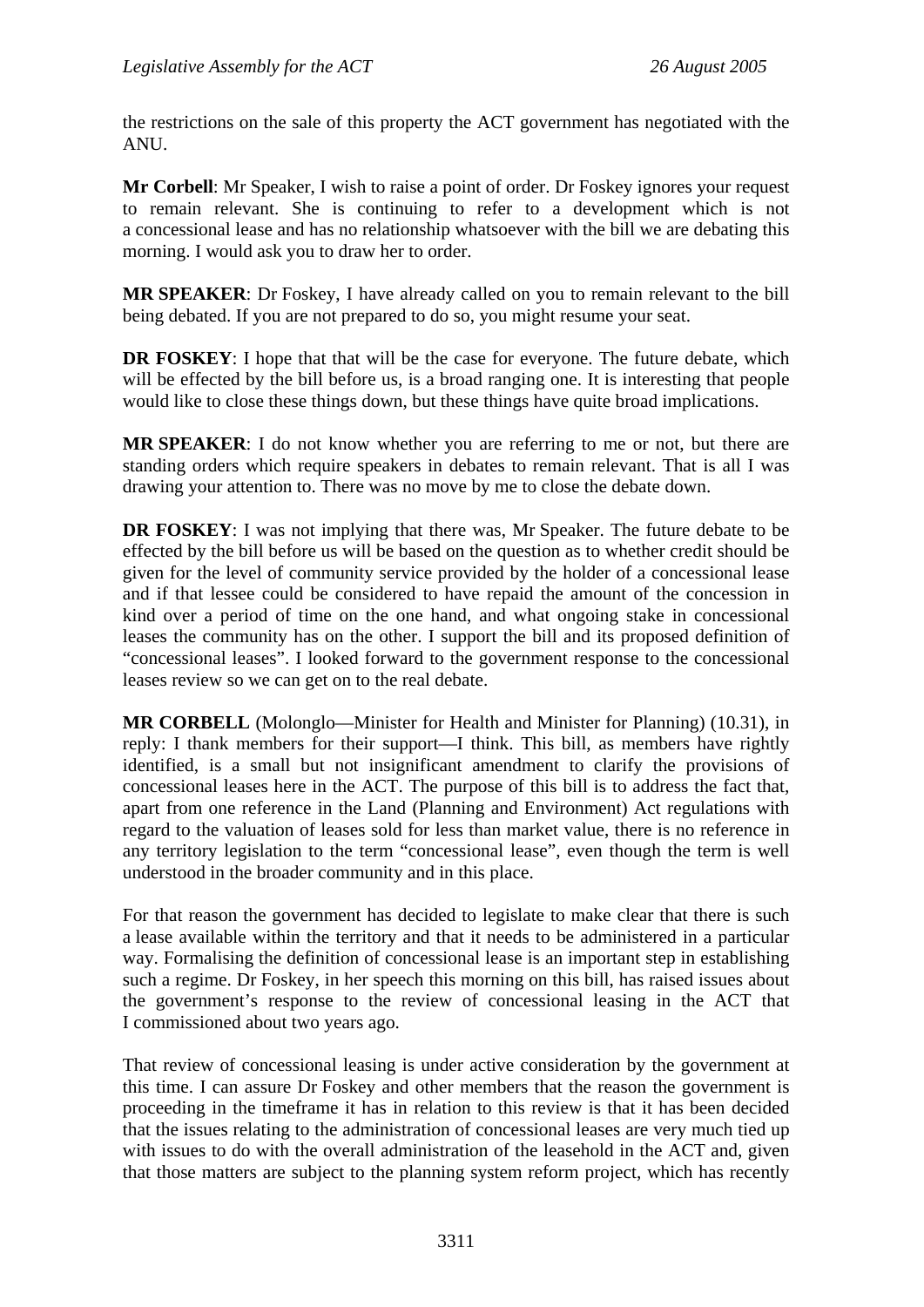the restrictions on the sale of this property the ACT government has negotiated with the ANU.

**Mr Corbell**: Mr Speaker, I wish to raise a point of order. Dr Foskey ignores your request to remain relevant. She is continuing to refer to a development which is not a concessional lease and has no relationship whatsoever with the bill we are debating this morning. I would ask you to draw her to order.

**MR SPEAKER**: Dr Foskey, I have already called on you to remain relevant to the bill being debated. If you are not prepared to do so, you might resume your seat.

**DR FOSKEY**: I hope that that will be the case for everyone. The future debate, which will be effected by the bill before us, is a broad ranging one. It is interesting that people would like to close these things down, but these things have quite broad implications.

**MR SPEAKER**: I do not know whether you are referring to me or not, but there are standing orders which require speakers in debates to remain relevant. That is all I was drawing your attention to. There was no move by me to close the debate down.

**DR FOSKEY**: I was not implying that there was, Mr Speaker. The future debate to be effected by the bill before us will be based on the question as to whether credit should be given for the level of community service provided by the holder of a concessional lease and if that lessee could be considered to have repaid the amount of the concession in kind over a period of time on the one hand, and what ongoing stake in concessional leases the community has on the other. I support the bill and its proposed definition of "concessional leases". I looked forward to the government response to the concessional leases review so we can get on to the real debate.

**MR CORBELL** (Molonglo—Minister for Health and Minister for Planning) (10.31), in reply: I thank members for their support—I think. This bill, as members have rightly identified, is a small but not insignificant amendment to clarify the provisions of concessional leases here in the ACT. The purpose of this bill is to address the fact that, apart from one reference in the Land (Planning and Environment) Act regulations with regard to the valuation of leases sold for less than market value, there is no reference in any territory legislation to the term "concessional lease", even though the term is well understood in the broader community and in this place.

For that reason the government has decided to legislate to make clear that there is such a lease available within the territory and that it needs to be administered in a particular way. Formalising the definition of concessional lease is an important step in establishing such a regime. Dr Foskey, in her speech this morning on this bill, has raised issues about the government's response to the review of concessional leasing in the ACT that I commissioned about two years ago.

That review of concessional leasing is under active consideration by the government at this time. I can assure Dr Foskey and other members that the reason the government is proceeding in the timeframe it has in relation to this review is that it has been decided that the issues relating to the administration of concessional leases are very much tied up with issues to do with the overall administration of the leasehold in the ACT and, given that those matters are subject to the planning system reform project, which has recently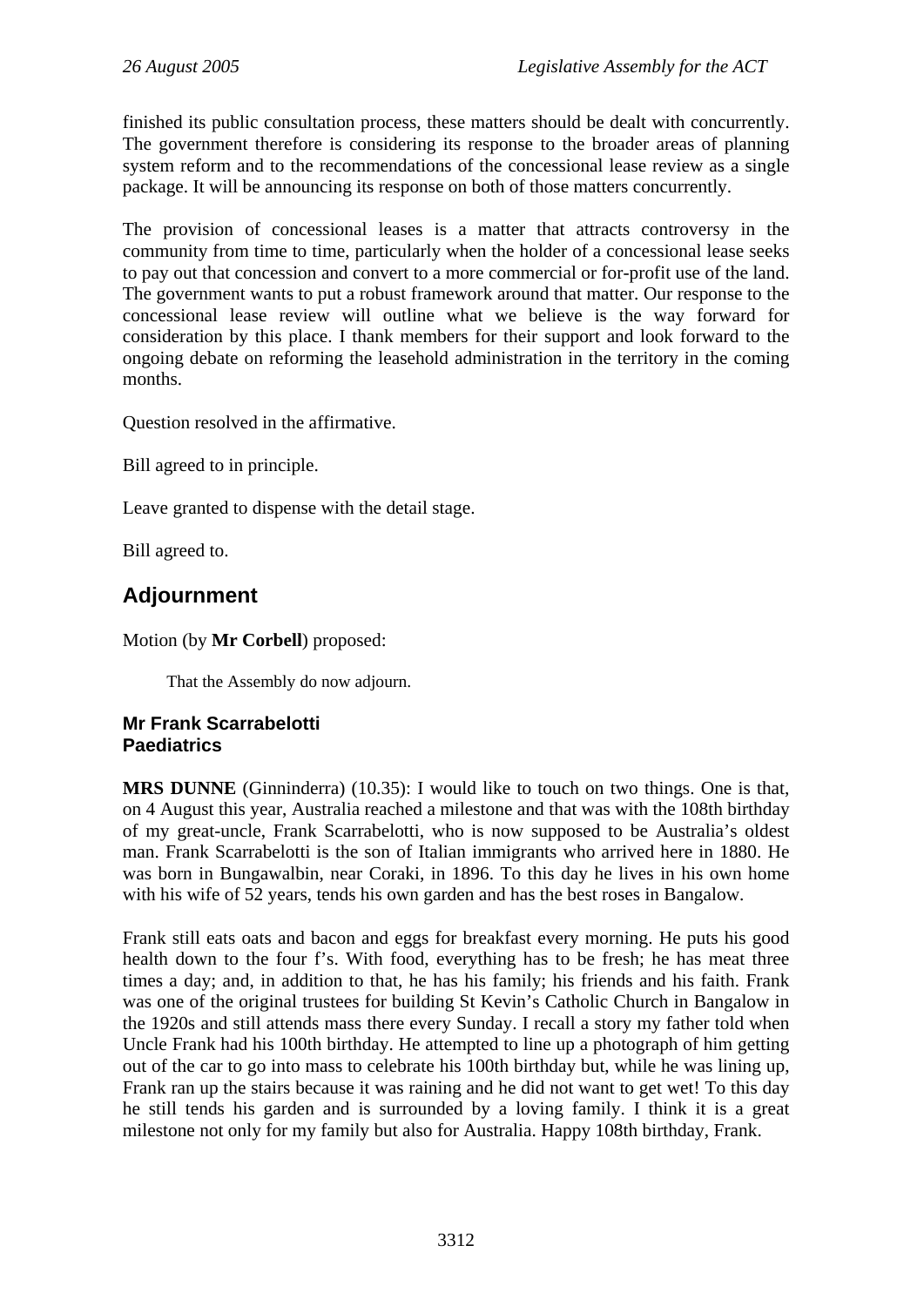finished its public consultation process, these matters should be dealt with concurrently. The government therefore is considering its response to the broader areas of planning system reform and to the recommendations of the concessional lease review as a single package. It will be announcing its response on both of those matters concurrently.

The provision of concessional leases is a matter that attracts controversy in the community from time to time, particularly when the holder of a concessional lease seeks to pay out that concession and convert to a more commercial or for-profit use of the land. The government wants to put a robust framework around that matter. Our response to the concessional lease review will outline what we believe is the way forward for consideration by this place. I thank members for their support and look forward to the ongoing debate on reforming the leasehold administration in the territory in the coming months.

Question resolved in the affirmative.

Bill agreed to in principle.

Leave granted to dispense with the detail stage.

Bill agreed to.

## Adjournment

Motion (by **Mr Corbell**) proposed:

> That the Assembly do now adjourn.

### Mr Frank Scarrabelotti
### Paediatrics

**MRS DUNNE** (Ginninderra) (10.35): I would like to touch on two things. One is that, on 4 August this year, Australia reached a milestone and that was with the 108th birthday of my great-uncle, Frank Scarrabelotti, who is now supposed to be Australia's oldest man. Frank Scarrabelotti is the son of Italian immigrants who arrived here in 1880. He was born in Bungawalbin, near Coraki, in 1896. To this day he lives in his own home with his wife of 52 years, tends his own garden and has the best roses in Bangalow.

Frank still eats oats and bacon and eggs for breakfast every morning. He puts his good health down to the four f's. With food, everything has to be fresh; he has meat three times a day; and, in addition to that, he has his family; his friends and his faith. Frank was one of the original trustees for building St Kevin's Catholic Church in Bangalow in the 1920s and still attends mass there every Sunday. I recall a story my father told when Uncle Frank had his 100th birthday. He attempted to line up a photograph of him getting out of the car to go into mass to celebrate his 100th birthday but, while he was lining up, Frank ran up the stairs because it was raining and he did not want to get wet! To this day he still tends his garden and is surrounded by a loving family. I think it is a great milestone not only for my family but also for Australia. Happy 108th birthday, Frank.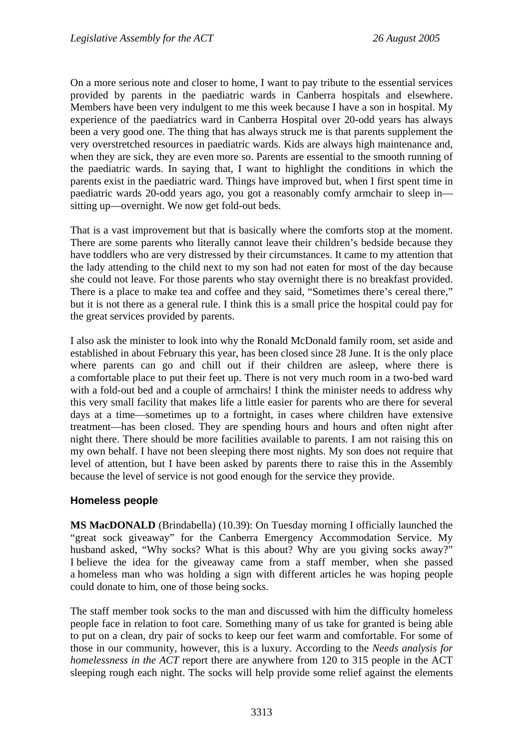On a more serious note and closer to home, I want to pay tribute to the essential services provided by parents in the paediatric wards in Canberra hospitals and elsewhere. Members have been very indulgent to me this week because I have a son in hospital. My experience of the paediatrics ward in Canberra Hospital over 20-odd years has always been a very good one. The thing that has always struck me is that parents supplement the very overstretched resources in paediatric wards. Kids are always high maintenance and, when they are sick, they are even more so. Parents are essential to the smooth running of the paediatric wards. In saying that, I want to highlight the conditions in which the parents exist in the paediatric ward. Things have improved but, when I first spent time in paediatric wards 20-odd years ago, you got a reasonably comfy armchair to sleep in—sitting up—overnight. We now get fold-out beds.

That is a vast improvement but that is basically where the comforts stop at the moment. There are some parents who literally cannot leave their children's bedside because they have toddlers who are very distressed by their circumstances. It came to my attention that the lady attending to the child next to my son had not eaten for most of the day because she could not leave. For those parents who stay overnight there is no breakfast provided. There is a place to make tea and coffee and they said, "Sometimes there's cereal there," but it is not there as a general rule. I think this is a small price the hospital could pay for the great services provided by parents.

I also ask the minister to look into why the Ronald McDonald family room, set aside and established in about February this year, has been closed since 28 June. It is the only place where parents can go and chill out if their children are asleep, where there is a comfortable place to put their feet up. There is not very much room in a two-bed ward with a fold-out bed and a couple of armchairs! I think the minister needs to address why this very small facility that makes life a little easier for parents who are there for several days at a time—sometimes up to a fortnight, in cases where children have extensive treatment—has been closed. They are spending hours and hours and often night after night there. There should be more facilities available to parents. I am not raising this on my own behalf. I have not been sleeping there most nights. My son does not require that level of attention, but I have been asked by parents there to raise this in the Assembly because the level of service is not good enough for the service they provide.

## Homeless people

**MS MacDONALD** (Brindabella) (10.39): On Tuesday morning I officially launched the "great sock giveaway" for the Canberra Emergency Accommodation Service. My husband asked, "Why socks? What is this about? Why are you giving socks away?" I believe the idea for the giveaway came from a staff member, when she passed a homeless man who was holding a sign with different articles he was hoping people could donate to him, one of those being socks.

The staff member took socks to the man and discussed with him the difficulty homeless people face in relation to foot care. Something many of us take for granted is being able to put on a clean, dry pair of socks to keep our feet warm and comfortable. For some of those in our community, however, this is a luxury. According to the *Needs analysis for homelessness in the ACT* report there are anywhere from 120 to 315 people in the ACT sleeping rough each night. The socks will help provide some relief against the elements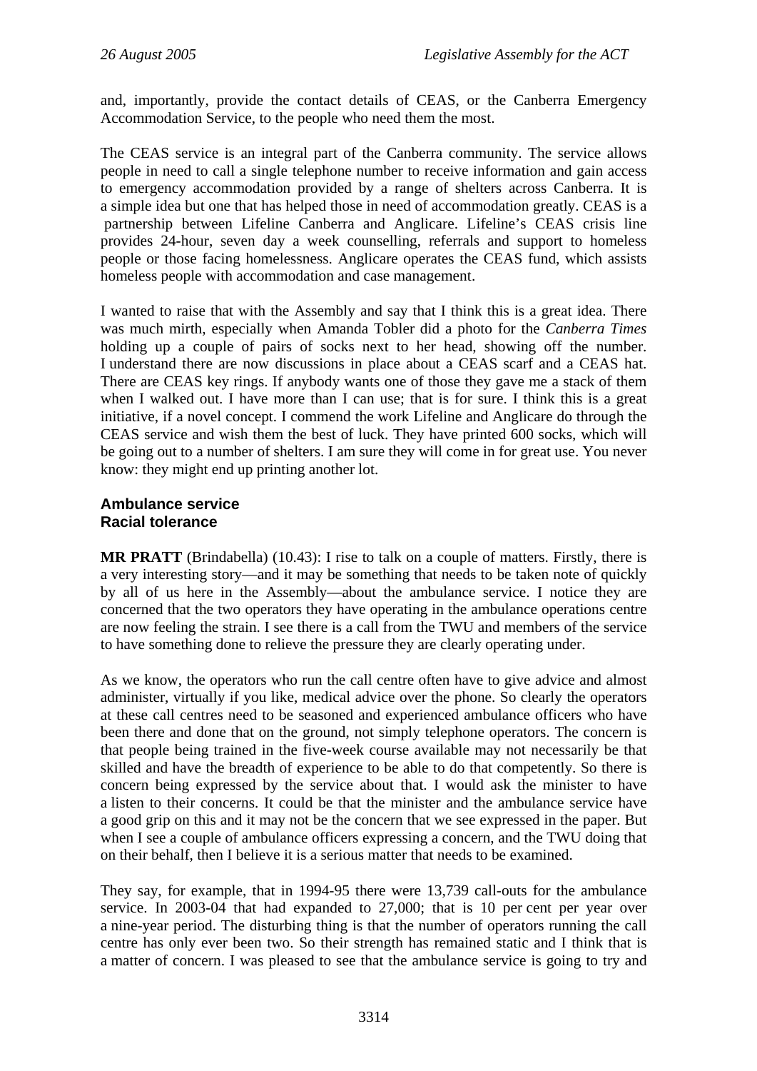and, importantly, provide the contact details of CEAS, or the Canberra Emergency Accommodation Service, to the people who need them the most.

The CEAS service is an integral part of the Canberra community. The service allows people in need to call a single telephone number to receive information and gain access to emergency accommodation provided by a range of shelters across Canberra. It is a simple idea but one that has helped those in need of accommodation greatly. CEAS is a partnership between Lifeline Canberra and Anglicare. Lifeline's CEAS crisis line provides 24-hour, seven day a week counselling, referrals and support to homeless people or those facing homelessness. Anglicare operates the CEAS fund, which assists homeless people with accommodation and case management.

I wanted to raise that with the Assembly and say that I think this is a great idea. There was much mirth, especially when Amanda Tobler did a photo for the *Canberra Times* holding up a couple of pairs of socks next to her head, showing off the number. I understand there are now discussions in place about a CEAS scarf and a CEAS hat. There are CEAS key rings. If anybody wants one of those they gave me a stack of them when I walked out. I have more than I can use; that is for sure. I think this is a great initiative, if a novel concept. I commend the work Lifeline and Anglicare do through the CEAS service and wish them the best of luck. They have printed 600 socks, which will be going out to a number of shelters. I am sure they will come in for great use. You never know: they might end up printing another lot.

### Ambulance service
### Racial tolerance

**MR PRATT** (Brindabella) (10.43): I rise to talk on a couple of matters. Firstly, there is a very interesting story—and it may be something that needs to be taken note of quickly by all of us here in the Assembly—about the ambulance service. I notice they are concerned that the two operators they have operating in the ambulance operations centre are now feeling the strain. I see there is a call from the TWU and members of the service to have something done to relieve the pressure they are clearly operating under.

As we know, the operators who run the call centre often have to give advice and almost administer, virtually if you like, medical advice over the phone. So clearly the operators at these call centres need to be seasoned and experienced ambulance officers who have been there and done that on the ground, not simply telephone operators. The concern is that people being trained in the five-week course available may not necessarily be that skilled and have the breadth of experience to be able to do that competently. So there is concern being expressed by the service about that. I would ask the minister to have a listen to their concerns. It could be that the minister and the ambulance service have a good grip on this and it may not be the concern that we see expressed in the paper. But when I see a couple of ambulance officers expressing a concern, and the TWU doing that on their behalf, then I believe it is a serious matter that needs to be examined.

They say, for example, that in 1994-95 there were 13,739 call-outs for the ambulance service. In 2003-04 that had expanded to 27,000; that is 10 per cent per year over a nine-year period. The disturbing thing is that the number of operators running the call centre has only ever been two. So their strength has remained static and I think that is a matter of concern. I was pleased to see that the ambulance service is going to try and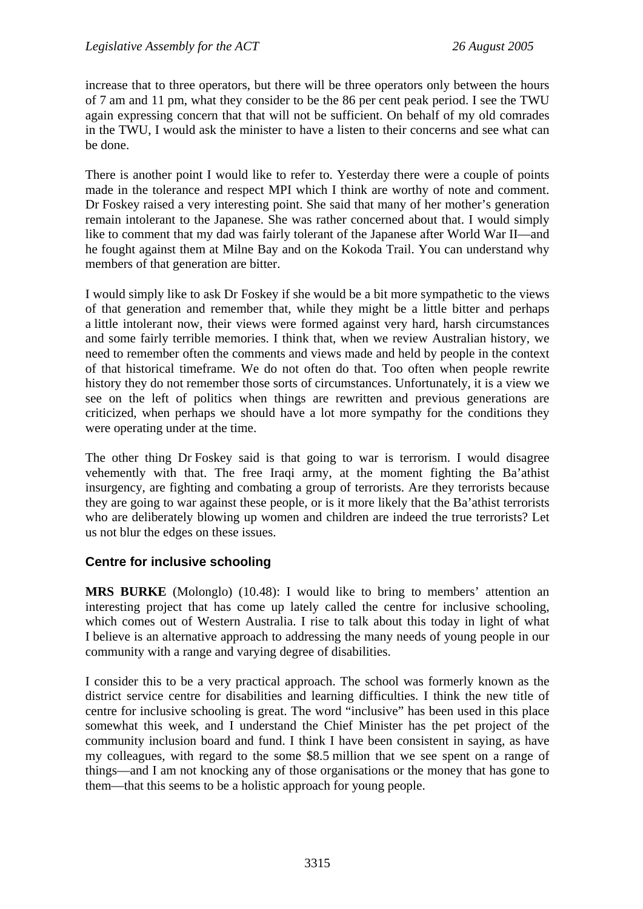increase that to three operators, but there will be three operators only between the hours of 7 am and 11 pm, what they consider to be the 86 per cent peak period. I see the TWU again expressing concern that that will not be sufficient. On behalf of my old comrades in the TWU, I would ask the minister to have a listen to their concerns and see what can be done.

There is another point I would like to refer to. Yesterday there were a couple of points made in the tolerance and respect MPI which I think are worthy of note and comment. Dr Foskey raised a very interesting point. She said that many of her mother's generation remain intolerant to the Japanese. She was rather concerned about that. I would simply like to comment that my dad was fairly tolerant of the Japanese after World War II—and he fought against them at Milne Bay and on the Kokoda Trail. You can understand why members of that generation are bitter.

I would simply like to ask Dr Foskey if she would be a bit more sympathetic to the views of that generation and remember that, while they might be a little bitter and perhaps a little intolerant now, their views were formed against very hard, harsh circumstances and some fairly terrible memories. I think that, when we review Australian history, we need to remember often the comments and views made and held by people in the context of that historical timeframe. We do not often do that. Too often when people rewrite history they do not remember those sorts of circumstances. Unfortunately, it is a view we see on the left of politics when things are rewritten and previous generations are criticized, when perhaps we should have a lot more sympathy for the conditions they were operating under at the time.

The other thing Dr Foskey said is that going to war is terrorism. I would disagree vehemently with that. The free Iraqi army, at the moment fighting the Ba'athist insurgency, are fighting and combating a group of terrorists. Are they terrorists because they are going to war against these people, or is it more likely that the Ba'athist terrorists who are deliberately blowing up women and children are indeed the true terrorists? Let us not blur the edges on these issues.

### Centre for inclusive schooling

**MRS BURKE** (Molonglo) (10.48): I would like to bring to members' attention an interesting project that has come up lately called the centre for inclusive schooling, which comes out of Western Australia. I rise to talk about this today in light of what I believe is an alternative approach to addressing the many needs of young people in our community with a range and varying degree of disabilities.

I consider this to be a very practical approach. The school was formerly known as the district service centre for disabilities and learning difficulties. I think the new title of centre for inclusive schooling is great. The word "inclusive" has been used in this place somewhat this week, and I understand the Chief Minister has the pet project of the community inclusion board and fund. I think I have been consistent in saying, as have my colleagues, with regard to the some $8.5 million that we see spent on a range of things—and I am not knocking any of those organisations or the money that has gone to them—that this seems to be a holistic approach for young people.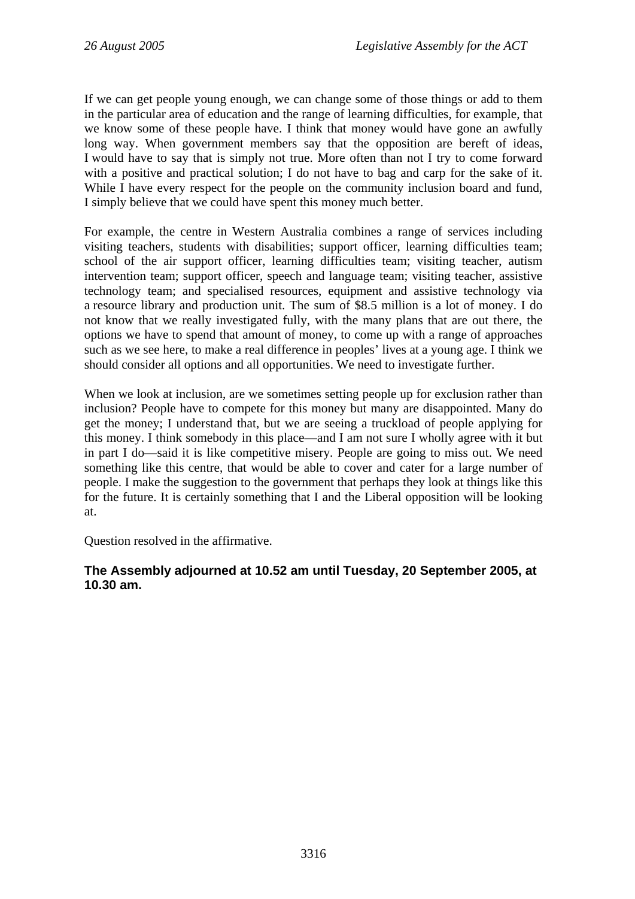If we can get people young enough, we can change some of those things or add to them in the particular area of education and the range of learning difficulties, for example, that we know some of these people have. I think that money would have gone an awfully long way. When government members say that the opposition are bereft of ideas, I would have to say that is simply not true. More often than not I try to come forward with a positive and practical solution; I do not have to bag and carp for the sake of it. While I have every respect for the people on the community inclusion board and fund, I simply believe that we could have spent this money much better.

For example, the centre in Western Australia combines a range of services including visiting teachers, students with disabilities; support officer, learning difficulties team; school of the air support officer, learning difficulties team; visiting teacher, autism intervention team; support officer, speech and language team; visiting teacher, assistive technology team; and specialised resources, equipment and assistive technology via a resource library and production unit. The sum of $8.5 million is a lot of money. I do not know that we really investigated fully, with the many plans that are out there, the options we have to spend that amount of money, to come up with a range of approaches such as we see here, to make a real difference in peoples' lives at a young age. I think we should consider all options and all opportunities. We need to investigate further.

When we look at inclusion, are we sometimes setting people up for exclusion rather than inclusion? People have to compete for this money but many are disappointed. Many do get the money; I understand that, but we are seeing a truckload of people applying for this money. I think somebody in this place—and I am not sure I wholly agree with it but in part I do—said it is like competitive misery. People are going to miss out. We need something like this centre, that would be able to cover and cater for a large number of people. I make the suggestion to the government that perhaps they look at things like this for the future. It is certainly something that I and the Liberal opposition will be looking at.

Question resolved in the affirmative.

**The Assembly adjourned at 10.52 am until Tuesday, 20 September 2005, at 10.30 am.**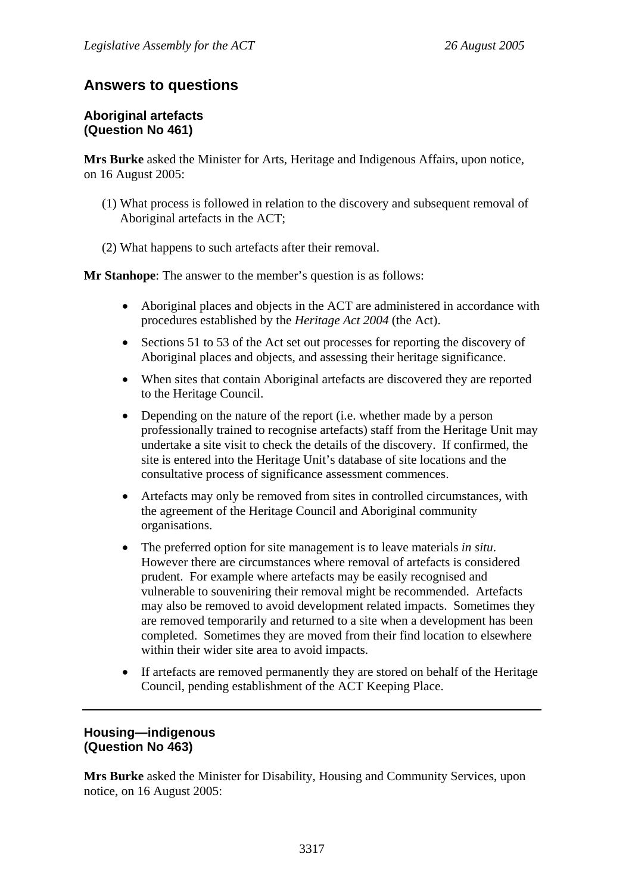## Answers to questions

### Aboriginal artefacts (Question No 461)

**Mrs Burke** asked the Minister for Arts, Heritage and Indigenous Affairs, upon notice, on 16 August 2005:

(1) What process is followed in relation to the discovery and subsequent removal of Aboriginal artefacts in the ACT;

(2) What happens to such artefacts after their removal.

**Mr Stanhope**: The answer to the member's question is as follows:

- Aboriginal places and objects in the ACT are administered in accordance with procedures established by the *Heritage Act 2004* (the Act).
- Sections 51 to 53 of the Act set out processes for reporting the discovery of Aboriginal places and objects, and assessing their heritage significance.
- When sites that contain Aboriginal artefacts are discovered they are reported to the Heritage Council.
- Depending on the nature of the report (i.e. whether made by a person professionally trained to recognise artefacts) staff from the Heritage Unit may undertake a site visit to check the details of the discovery. If confirmed, the site is entered into the Heritage Unit's database of site locations and the consultative process of significance assessment commences.
- Artefacts may only be removed from sites in controlled circumstances, with the agreement of the Heritage Council and Aboriginal community organisations.
- The preferred option for site management is to leave materials *in situ*. However there are circumstances where removal of artefacts is considered prudent. For example where artefacts may be easily recognised and vulnerable to souveniring their removal might be recommended. Artefacts may also be removed to avoid development related impacts. Sometimes they are removed temporarily and returned to a site when a development has been completed. Sometimes they are moved from their find location to elsewhere within their wider site area to avoid impacts.
- If artefacts are removed permanently they are stored on behalf of the Heritage Council, pending establishment of the ACT Keeping Place.

---

### Housing—indigenous (Question No 463)

**Mrs Burke** asked the Minister for Disability, Housing and Community Services, upon notice, on 16 August 2005: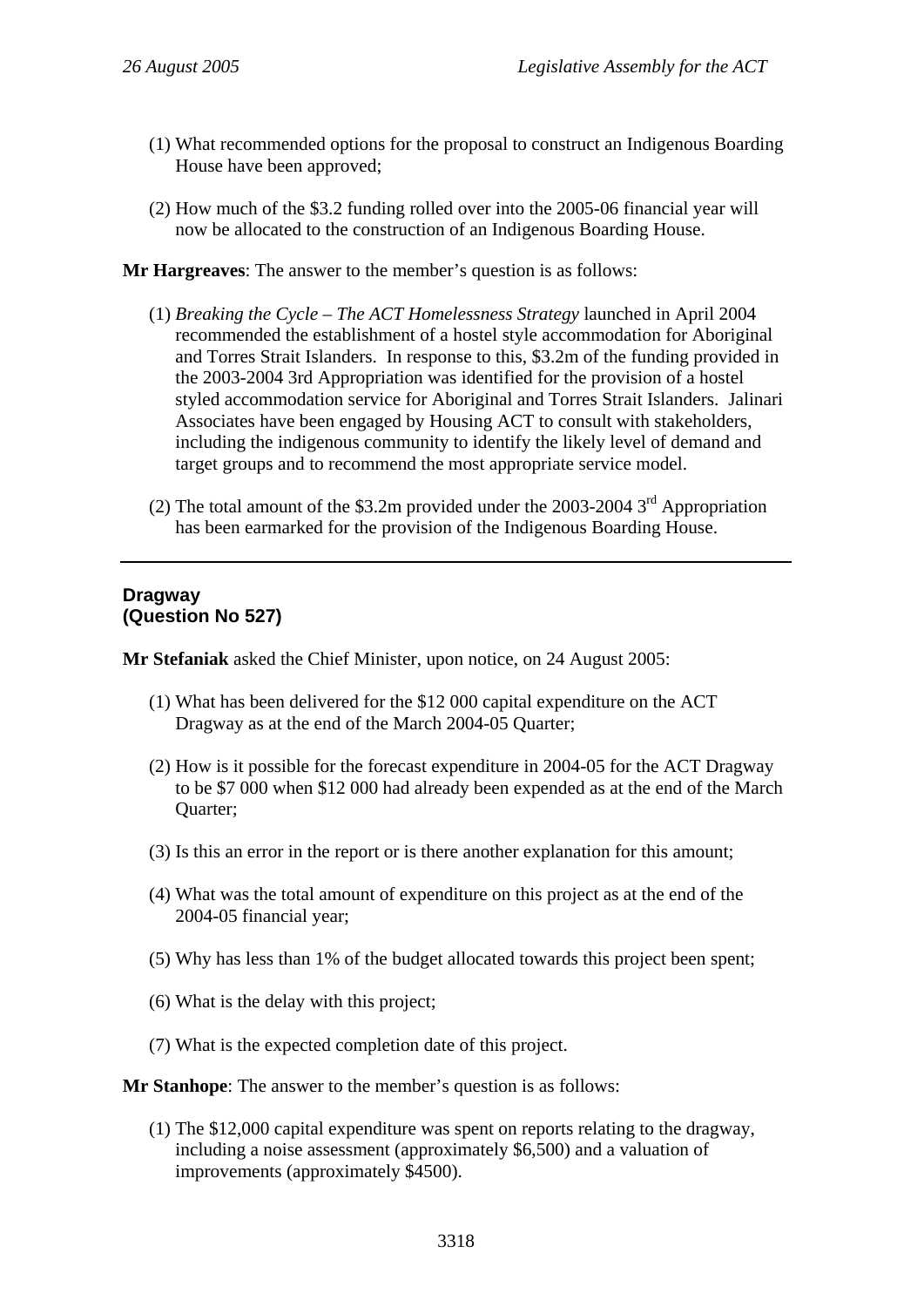(1) What recommended options for the proposal to construct an Indigenous Boarding House have been approved;

(2) How much of the $3.2 funding rolled over into the 2005-06 financial year will now be allocated to the construction of an Indigenous Boarding House.

**Mr Hargreaves**: The answer to the member's question is as follows:

(1) *Breaking the Cycle – The ACT Homelessness Strategy* launched in April 2004 recommended the establishment of a hostel style accommodation for Aboriginal and Torres Strait Islanders. In response to this, $3.2m of the funding provided in the 2003-2004 3rd Appropriation was identified for the provision of a hostel styled accommodation service for Aboriginal and Torres Strait Islanders. Jalinari Associates have been engaged by Housing ACT to consult with stakeholders, including the indigenous community to identify the likely level of demand and target groups and to recommend the most appropriate service model.

(2) The total amount of the $3.2m provided under the 2003-2004 3rd Appropriation has been earmarked for the provision of the Indigenous Boarding House.

---

**Dragway**
**(Question No 527)**

**Mr Stefaniak** asked the Chief Minister, upon notice, on 24 August 2005:

(1) What has been delivered for the $12 000 capital expenditure on the ACT Dragway as at the end of the March 2004-05 Quarter;

(2) How is it possible for the forecast expenditure in 2004-05 for the ACT Dragway to be $7 000 when $12 000 had already been expended as at the end of the March Quarter;

(3) Is this an error in the report or is there another explanation for this amount;

(4) What was the total amount of expenditure on this project as at the end of the 2004-05 financial year;

(5) Why has less than 1% of the budget allocated towards this project been spent;

(6) What is the delay with this project;

(7) What is the expected completion date of this project.

**Mr Stanhope**: The answer to the member's question is as follows:

(1) The $12,000 capital expenditure was spent on reports relating to the dragway, including a noise assessment (approximately $6,500) and a valuation of improvements (approximately $4500).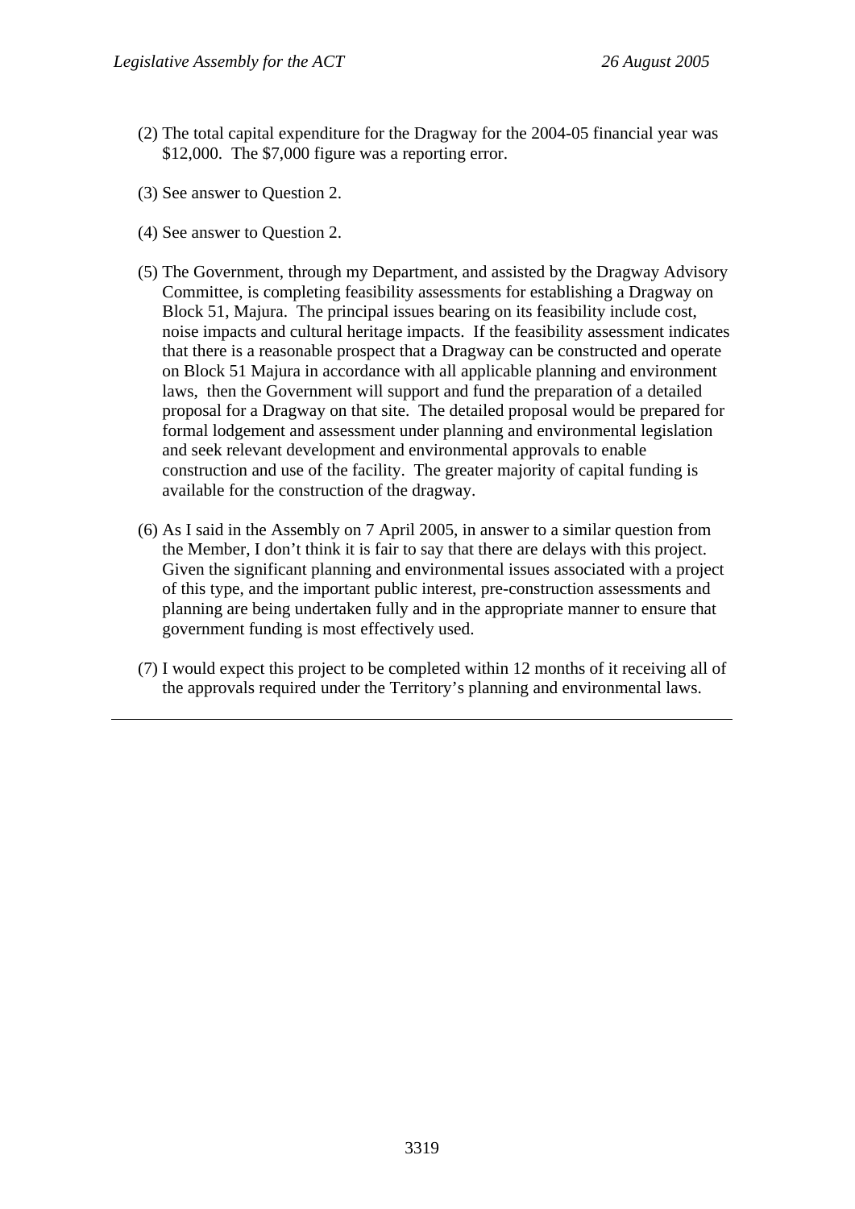(2) The total capital expenditure for the Dragway for the 2004-05 financial year was $12,000. The $7,000 figure was a reporting error.

(3) See answer to Question 2.

(4) See answer to Question 2.

(5) The Government, through my Department, and assisted by the Dragway Advisory Committee, is completing feasibility assessments for establishing a Dragway on Block 51, Majura. The principal issues bearing on its feasibility include cost, noise impacts and cultural heritage impacts. If the feasibility assessment indicates that there is a reasonable prospect that a Dragway can be constructed and operate on Block 51 Majura in accordance with all applicable planning and environment laws, then the Government will support and fund the preparation of a detailed proposal for a Dragway on that site. The detailed proposal would be prepared for formal lodgement and assessment under planning and environmental legislation and seek relevant development and environmental approvals to enable construction and use of the facility. The greater majority of capital funding is available for the construction of the dragway.

(6) As I said in the Assembly on 7 April 2005, in answer to a similar question from the Member, I don't think it is fair to say that there are delays with this project. Given the significant planning and environmental issues associated with a project of this type, and the important public interest, pre-construction assessments and planning are being undertaken fully and in the appropriate manner to ensure that government funding is most effectively used.

(7) I would expect this project to be completed within 12 months of it receiving all of the approvals required under the Territory's planning and environmental laws.

---